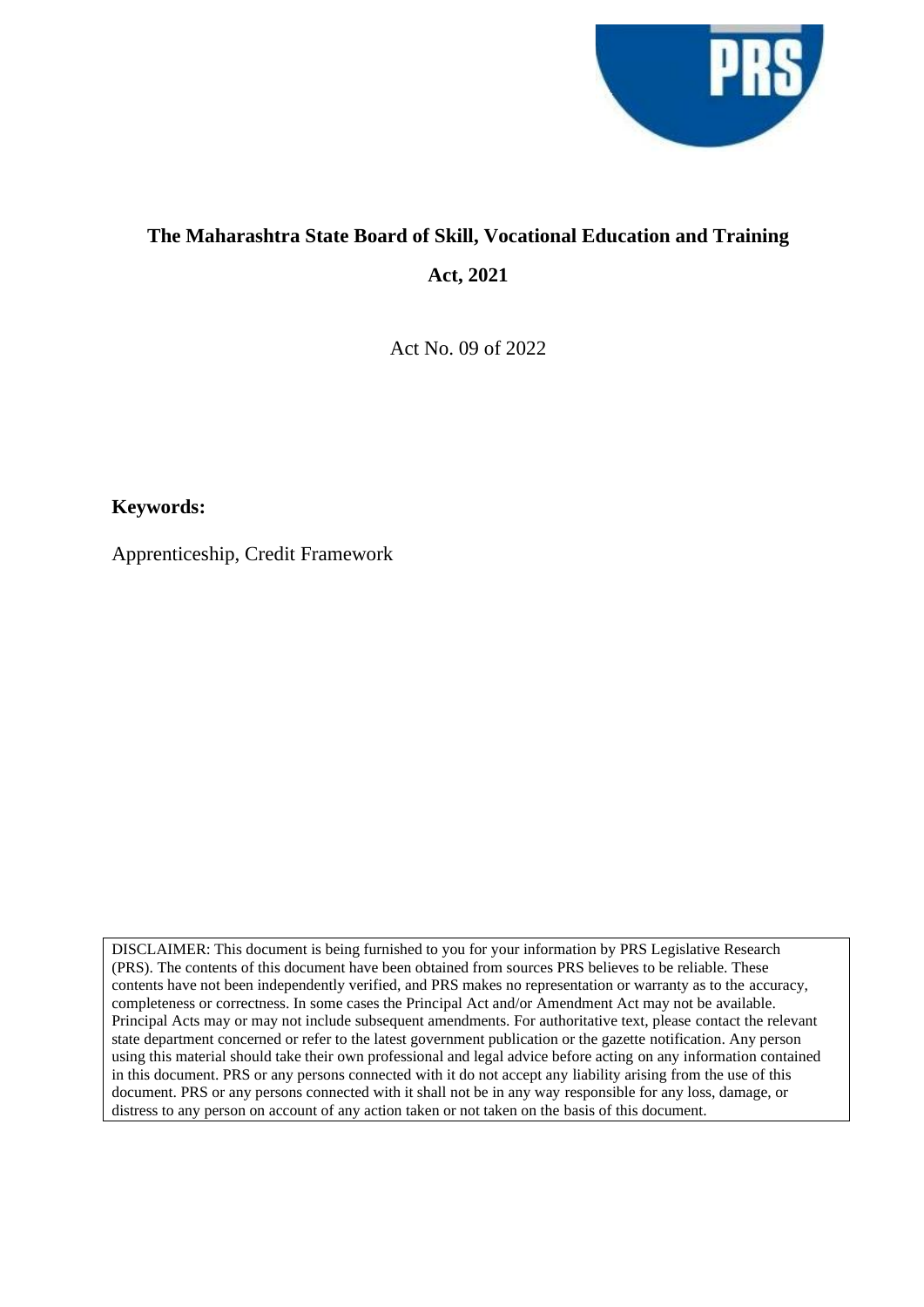# The Maharashtra State Board of Skill, Vocational Education and Training Act, 2021

Act No. 09 of 2022

**Keywords:**

Apprenticeship, Credit Framework

DISCLAIMER: This document is being furnished to you for your information by PRS Legislative Research (PRS). The contents of this document have been obtained from sources PRS believes to be reliable. These contents have not been independently verified, and PRS makes no representation or warranty as to the accuracy, completeness or correctness. In some cases the Principal Act and/or Amendment Act may not be available. Principal Acts may or may not include subsequent amendments. For authoritative text, please contact the relevant state department concerned or refer to the latest government publication or the gazette notification. Any person using this material should take their own professional and legal advice before acting on any information contained in this document. PRS or any persons connected with it do not accept any liability arising from the use of this document. PRS or any persons connected with it shall not be in any way responsible for any loss, damage, or distress to any person on account of any action taken or not taken on the basis of this document.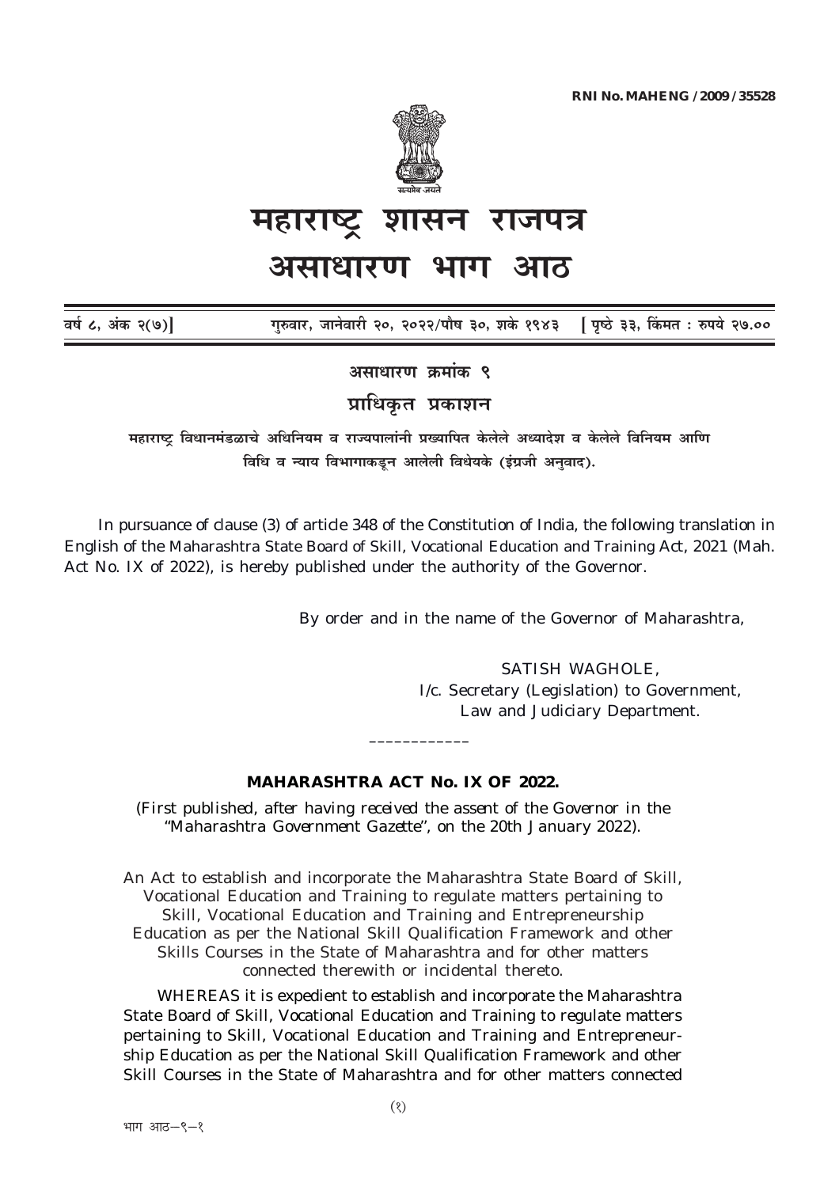RNI No. MAHENG /2009 /35528

# महाराष्ट्र शासन राजपत्र

# असाधारण भाग आठ

वर्ष ८, अंक २(७)] गुरुवार, जानेवारी २०, २०२२/पौष ३०, शके १९४३ [पृष्ठे ३३, किंमत : रुपये २७.००

## असाधारण क्रमांक ९

## प्राधिकृत प्रकाशन

**महाराष्ट्र विधानमंडळाचे अधिनियम व राज्यपालांनी प्रख्यापित केलेले अध्यादेश व केलेले विनियम आणि विधि व न्याय विभागाकडून आलेली विधेयके (इंग्रजी अनुवाद).**

In pursuance of clause (3) of article 348 of the Constitution of India, the following translation in English of the Maharashtra State Board of Skill, Vocational Education and Training Act, 2021 (Mah. Act No. IX of 2022), is hereby published under the authority of the Governor.

By order and in the name of the Governor of Maharashtra,

SATISH WAGHOLE,
I/c. Secretary (Legislation) to Government,
Law and Judiciary Department.

---

**MAHARASHTRA ACT No. IX OF 2022.**

*(First published, after having received the assent of the Governor in the "Maharashtra Government Gazette", on the 20th January 2022).*

An Act to establish and incorporate the Maharashtra State Board of Skill, Vocational Education and Training to regulate matters pertaining to Skill, Vocational Education and Training and Entrepreneurship Education as per the National Skill Qualification Framework and other Skills Courses in the State of Maharashtra and for other matters connected therewith or incidental thereto.

WHEREAS it is expedient to establish and incorporate the Maharashtra State Board of Skill, Vocational Education and Training to regulate matters pertaining to Skill, Vocational Education and Training and Entrepreneurship Education as per the National Skill Qualification Framework and other Skill Courses in the State of Maharashtra and for other matters connected

भाग आठ—९—१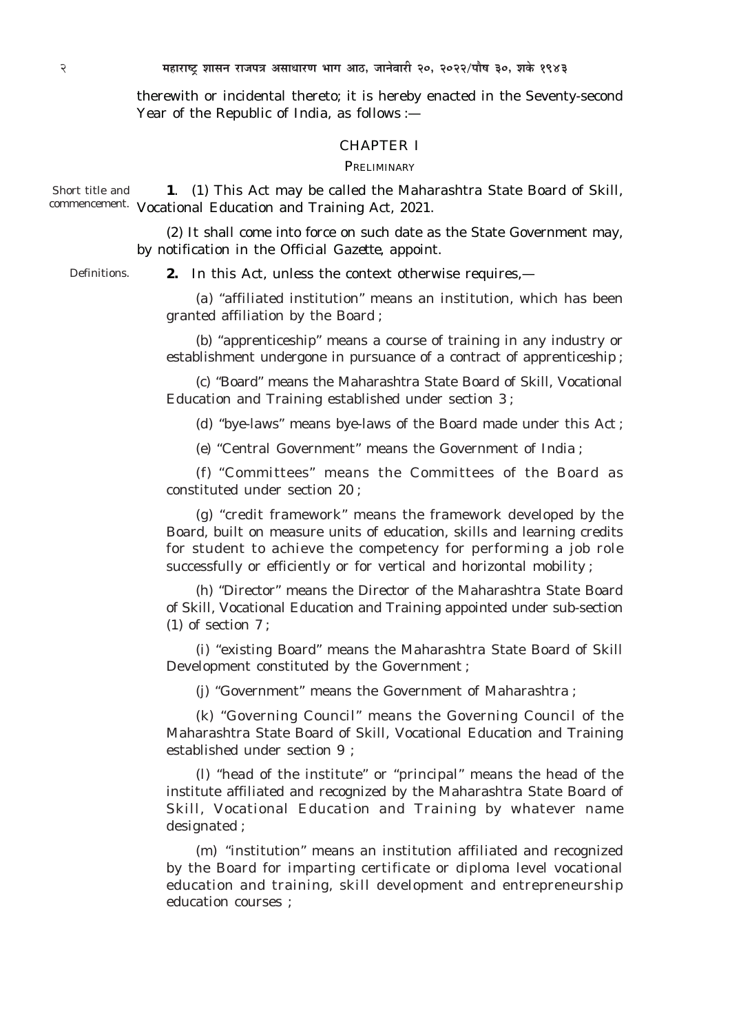therewith or incidental thereto; it is hereby enacted in the Seventy-second Year of the Republic of India, as follows :—

## CHAPTER I

### PRELIMINARY

Short title and commencement.

**1**. (1) This Act may be called the Maharashtra State Board of Skill, Vocational Education and Training Act, 2021.

(2) It shall come into force on such date as the State Government may, by notification in the *Official Gazette*, appoint.

Definitions.

**2.** In this Act, unless the context otherwise requires,—

(*a*) "affiliated institution" means an institution, which has been granted affiliation by the Board ;

(*b*) "apprenticeship" means a course of training in any industry or establishment undergone in pursuance of a contract of apprenticeship ;

(*c*) "Board" means the Maharashtra State Board of Skill, Vocational Education and Training established under section 3 ;

(*d*) "bye-laws" means bye-laws of the Board made under this Act ;

(*e*) "Central Government" means the Government of India ;

(*f*) "Committees" means the Committees of the Board as constituted under section 20 ;

(*g*) "credit framework" means the framework developed by the Board, built on measure units of education, skills and learning credits for student to achieve the competency for performing a job role successfully or efficiently or for vertical and horizontal mobility ;

(*h*) "Director" means the Director of the Maharashtra State Board of Skill, Vocational Education and Training appointed under sub-section (1) of section 7 ;

(*i*) "existing Board" means the Maharashtra State Board of Skill Development constituted by the Government ;

(*j*) "Government" means the Government of Maharashtra ;

(*k*) "Governing Council" means the Governing Council of the Maharashtra State Board of Skill, Vocational Education and Training established under section 9 ;

(*l*) "head of the institute" or "principal" means the head of the institute affiliated and recognized by the Maharashtra State Board of Skill, Vocational Education and Training by whatever name designated ;

(*m*) "institution" means an institution affiliated and recognized by the Board for imparting certificate or diploma level vocational education and training, skill development and entrepreneurship education courses ;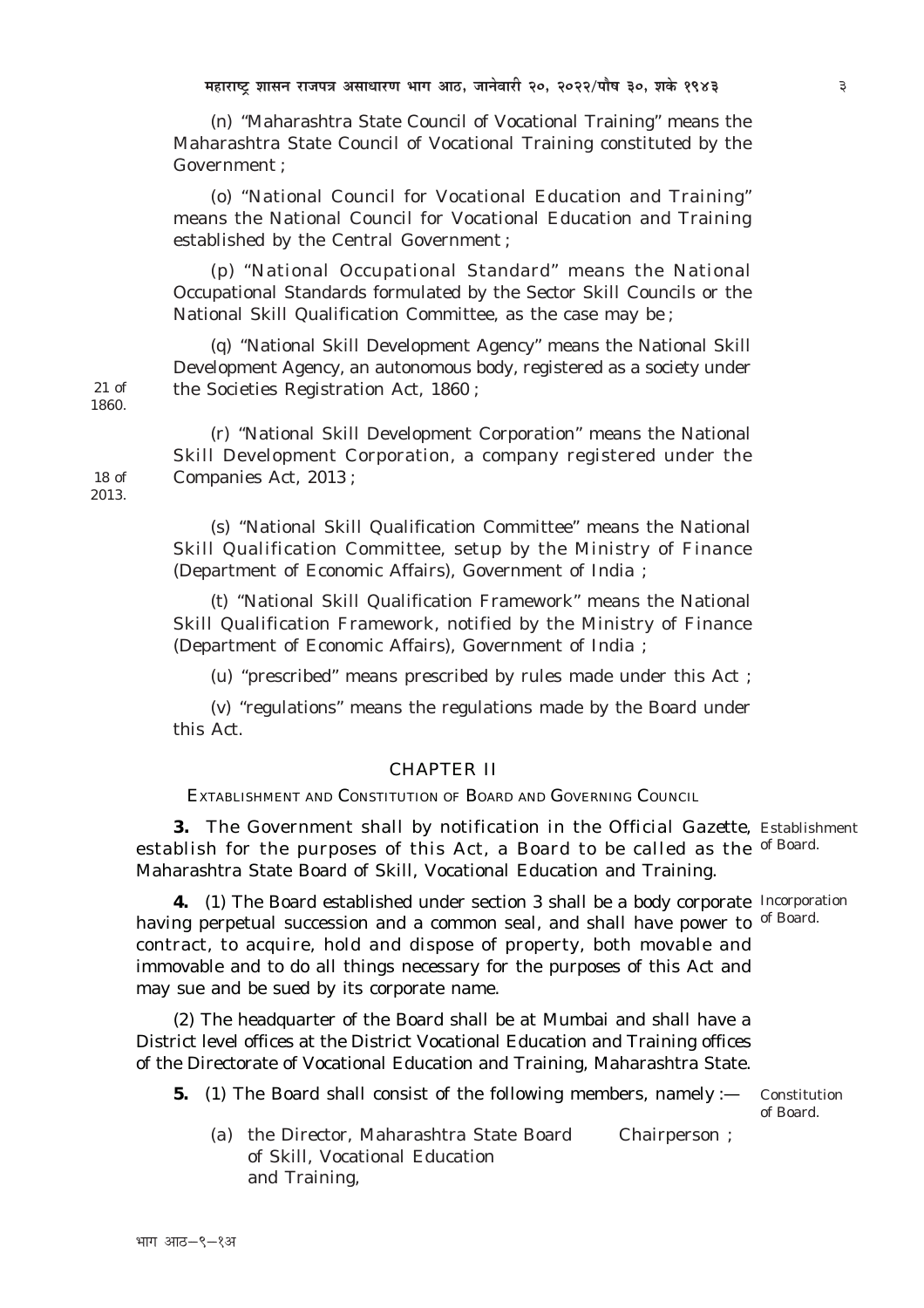(n) "Maharashtra State Council of Vocational Training" means the Maharashtra State Council of Vocational Training constituted by the Government ;

(o) "National Council for Vocational Education and Training" means the National Council for Vocational Education and Training established by the Central Government ;

(p) "National Occupational Standard" means the National Occupational Standards formulated by the Sector Skill Councils or the National Skill Qualification Committee, as the case may be ;

(q) "National Skill Development Agency" means the National Skill Development Agency, an autonomous body, registered as a society under the Societies Registration Act, 1860 ; (21 of 1860.)

(r) "National Skill Development Corporation" means the National Skill Development Corporation, a company registered under the Companies Act, 2013 ; (18 of 2013.)

(s) "National Skill Qualification Committee" means the National Skill Qualification Committee, setup by the Ministry of Finance (Department of Economic Affairs), Government of India ;

(t) "National Skill Qualification Framework" means the National Skill Qualification Framework, notified by the Ministry of Finance (Department of Economic Affairs), Government of India ;

(u) "prescribed" means prescribed by rules made under this Act ;

(v) "regulations" means the regulations made by the Board under this Act.

## CHAPTER II

### EXTABLISHMENT AND CONSTITUTION OF BOARD AND GOVERNING COUNCIL

*Establishment of Board.*

**3.** The Government shall by notification in the *Official Gazette*, establish for the purposes of this Act, a Board to be called as the Maharashtra State Board of Skill, Vocational Education and Training.

*Incorporation of Board.*

**4.** (1) The Board established under section 3 shall be a body corporate having perpetual succession and a common seal, and shall have power to contract, to acquire, hold and dispose of property, both movable and immovable and to do all things necessary for the purposes of this Act and may sue and be sued by its corporate name.

(2) The headquarter of the Board shall be at Mumbai and shall have a District level offices at the District Vocational Education and Training offices of the Directorate of Vocational Education and Training, Maharashtra State.

*Constitution of Board.*

**5.** (1) The Board shall consist of the following members, namely :—

(a) the Director, Maharashtra State Board of Skill, Vocational Education and Training, — Chairperson ;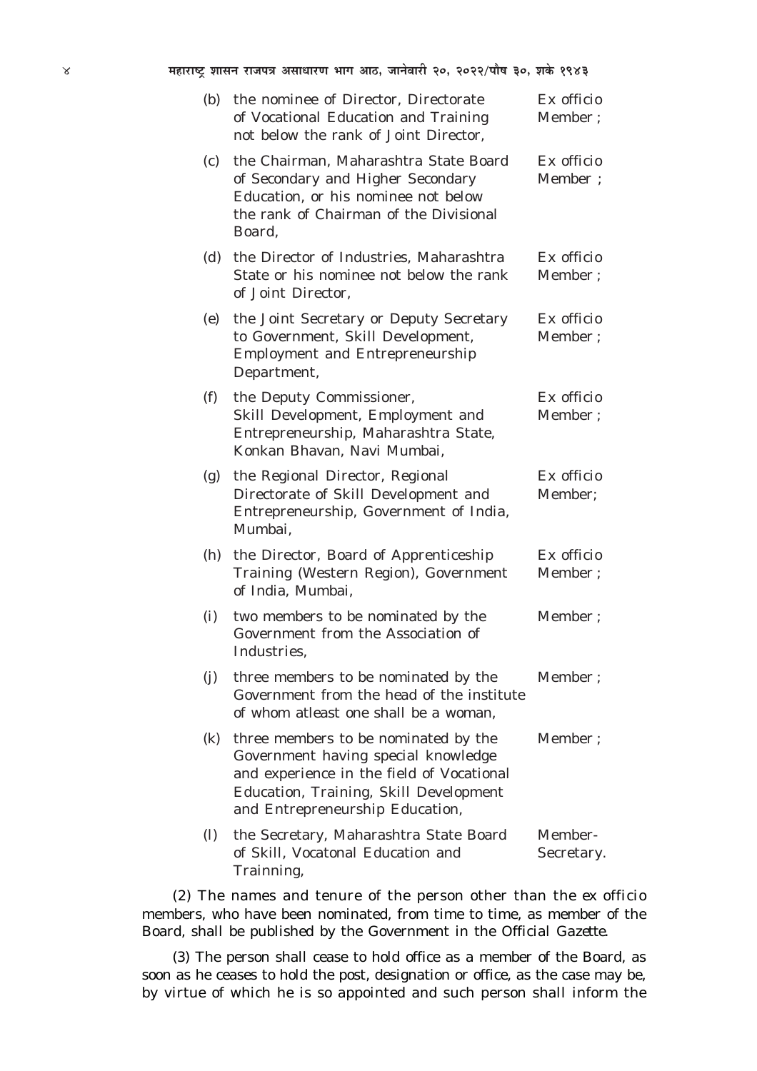| | | |
|---|---|---|
| (b) | the nominee of Director, Directorate of Vocational Education and Training not below the rank of Joint Director, | Ex officio Member ; |
| (c) | the Chairman, Maharashtra State Board of Secondary and Higher Secondary Education, or his nominee not below the rank of Chairman of the Divisional Board, | Ex officio Member ; |
| (d) | the Director of Industries, Maharashtra State or his nominee not below the rank of Joint Director, | Ex officio Member ; |
| (e) | the Joint Secretary or Deputy Secretary to Government, Skill Development, Employment and Entrepreneurship Department, | Ex officio Member ; |
| (f) | the Deputy Commissioner, Skill Development, Employment and Entrepreneurship, Maharashtra State, Konkan Bhavan, Navi Mumbai, | Ex officio Member ; |
| (g) | the Regional Director, Regional Directorate of Skill Development and Entrepreneurship, Government of India, Mumbai, | Ex officio Member; |
| (h) | the Director, Board of Apprenticeship Training (Western Region), Government of India, Mumbai, | Ex officio Member ; |
| (i) | two members to be nominated by the Government from the Association of Industries, | Member ; |
| (j) | three members to be nominated by the Government from the head of the institute of whom atleast one shall be a woman, | Member ; |
| (k) | three members to be nominated by the Government having special knowledge and experience in the field of Vocational Education, Training, Skill Development and Entrepreneurship Education, | Member ; |
| (l) | the Secretary, Maharashtra State Board of Skill, Vocatonal Education and Trainning, | Member-Secretary. |

(2) The names and tenure of the person other than the ex officio members, who have been nominated, from time to time, as member of the Board, shall be published by the Government in the Official Gazette.

(3) The person shall cease to hold office as a member of the Board, as soon as he ceases to hold the post, designation or office, as the case may be, by virtue of which he is so appointed and such person shall inform the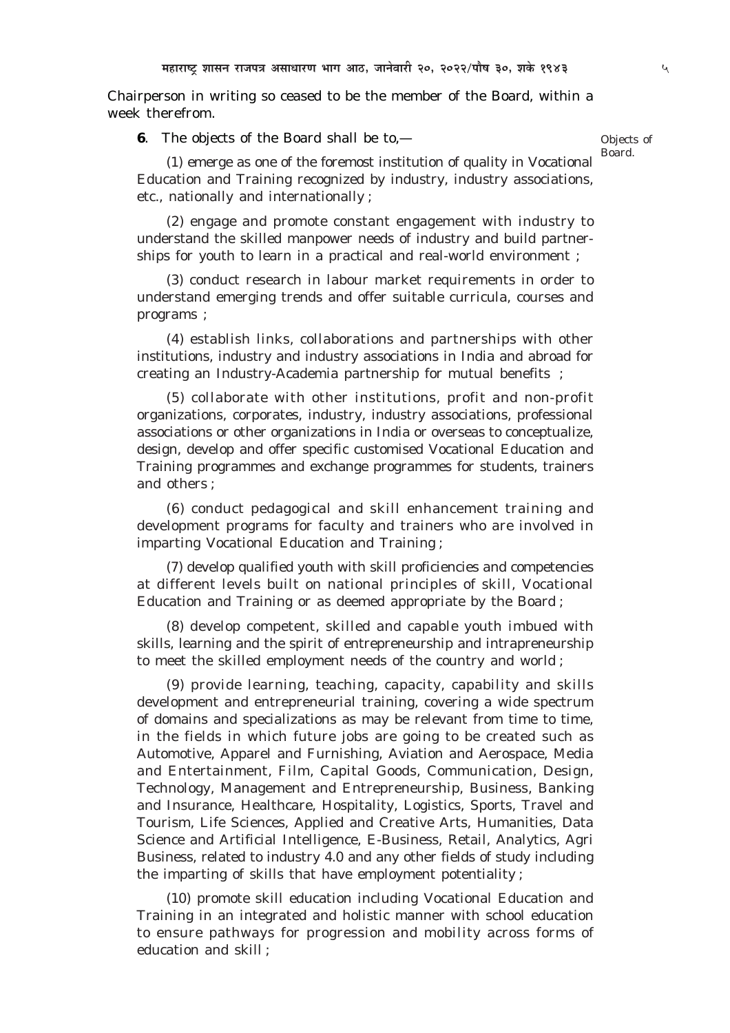Chairperson in writing so ceased to be the member of the Board, within a week therefrom.

Objects of Board.

**6**. The objects of the Board shall be to,—

(1) emerge as one of the foremost institution of quality in Vocational Education and Training recognized by industry, industry associations, etc., nationally and internationally ;

(2) engage and promote constant engagement with industry to understand the skilled manpower needs of industry and build partnerships for youth to learn in a practical and real-world environment ;

(3) conduct research in labour market requirements in order to understand emerging trends and offer suitable curricula, courses and programs ;

(4) establish links, collaborations and partnerships with other institutions, industry and industry associations in India and abroad for creating an Industry-Academia partnership for mutual benefits ;

(5) collaborate with other institutions, profit and non-profit organizations, corporates, industry, industry associations, professional associations or other organizations in India or overseas to conceptualize, design, develop and offer specific customised Vocational Education and Training programmes and exchange programmes for students, trainers and others ;

(6) conduct pedagogical and skill enhancement training and development programs for faculty and trainers who are involved in imparting Vocational Education and Training ;

(7) develop qualified youth with skill proficiencies and competencies at different levels built on national principles of skill, Vocational Education and Training or as deemed appropriate by the Board ;

(8) develop competent, skilled and capable youth imbued with skills, learning and the spirit of entrepreneurship and intrapreneurship to meet the skilled employment needs of the country and world ;

(9) provide learning, teaching, capacity, capability and skills development and entrepreneurial training, covering a wide spectrum of domains and specializations as may be relevant from time to time, in the fields in which future jobs are going to be created such as Automotive, Apparel and Furnishing, Aviation and Aerospace, Media and Entertainment, Film, Capital Goods, Communication, Design, Technology, Management and Entrepreneurship, Business, Banking and Insurance, Healthcare, Hospitality, Logistics, Sports, Travel and Tourism, Life Sciences, Applied and Creative Arts, Humanities, Data Science and Artificial Intelligence, E-Business, Retail, Analytics, Agri Business, related to industry 4.0 and any other fields of study including the imparting of skills that have employment potentiality ;

(10) promote skill education including Vocational Education and Training in an integrated and holistic manner with school education to ensure pathways for progression and mobility across forms of education and skill ;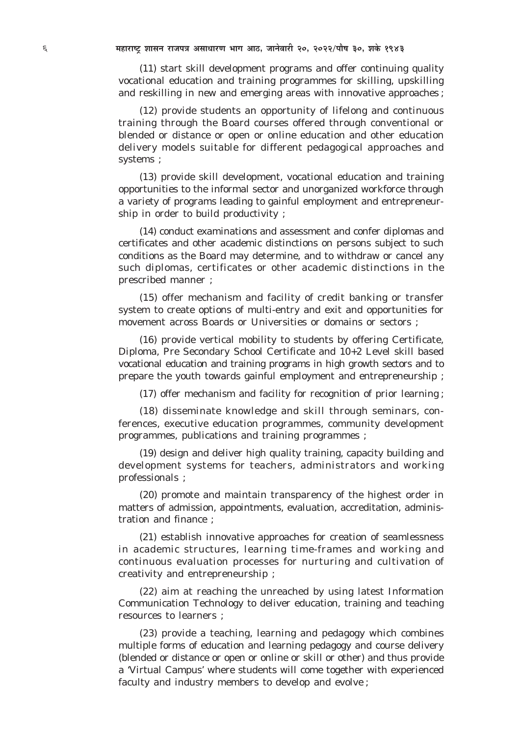(11) start skill development programs and offer continuing quality vocational education and training programmes for skilling, upskilling and reskilling in new and emerging areas with innovative approaches ;

(12) provide students an opportunity of lifelong and continuous training through the Board courses offered through conventional or blended or distance or open or online education and other education delivery models suitable for different pedagogical approaches and systems ;

(13) provide skill development, vocational education and training opportunities to the informal sector and unorganized workforce through a variety of programs leading to gainful employment and entrepreneurship in order to build productivity ;

(14) conduct examinations and assessment and confer diplomas and certificates and other academic distinctions on persons subject to such conditions as the Board may determine, and to withdraw or cancel any such diplomas, certificates or other academic distinctions in the prescribed manner ;

(15) offer mechanism and facility of credit banking or transfer system to create options of multi-entry and exit and opportunities for movement across Boards or Universities or domains or sectors ;

(16) provide vertical mobility to students by offering Certificate, Diploma, Pre Secondary School Certificate and 10+2 Level skill based vocational education and training programs in high growth sectors and to prepare the youth towards gainful employment and entrepreneurship ;

(17) offer mechanism and facility for recognition of prior learning ;

(18) disseminate knowledge and skill through seminars, conferences, executive education programmes, community development programmes, publications and training programmes ;

(19) design and deliver high quality training, capacity building and development systems for teachers, administrators and working professionals ;

(20) promote and maintain transparency of the highest order in matters of admission, appointments, evaluation, accreditation, administration and finance ;

(21) establish innovative approaches for creation of seamlessness in academic structures, learning time-frames and working and continuous evaluation processes for nurturing and cultivation of creativity and entrepreneurship ;

(22) aim at reaching the unreached by using latest Information Communication Technology to deliver education, training and teaching resources to learners ;

(23) provide a teaching, learning and pedagogy which combines multiple forms of education and learning pedagogy and course delivery (blended or distance or open or online or skill or other) and thus provide a 'Virtual Campus' where students will come together with experienced faculty and industry members to develop and evolve ;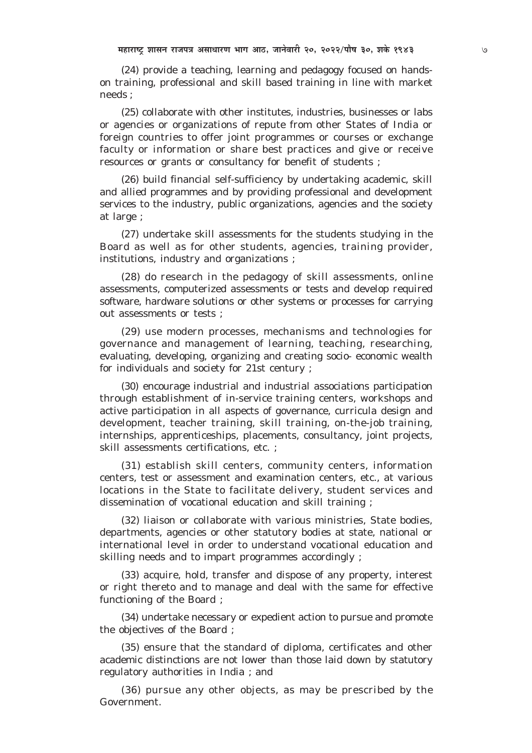(24) provide a teaching, learning and pedagogy focused on hands-on training, professional and skill based training in line with market needs ;

(25) collaborate with other institutes, industries, businesses or labs or agencies or organizations of repute from other States of India or foreign countries to offer joint programmes or courses or exchange faculty or information or share best practices and give or receive resources or grants or consultancy for benefit of students ;

(26) build financial self-sufficiency by undertaking academic, skill and allied programmes and by providing professional and development services to the industry, public organizations, agencies and the society at large ;

(27) undertake skill assessments for the students studying in the Board as well as for other students, agencies, training provider, institutions, industry and organizations ;

(28) do research in the pedagogy of skill assessments, online assessments, computerized assessments or tests and develop required software, hardware solutions or other systems or processes for carrying out assessments or tests ;

(29) use modern processes, mechanisms and technologies for governance and management of learning, teaching, researching, evaluating, developing, organizing and creating socio- economic wealth for individuals and society for 21st century ;

(30) encourage industrial and industrial associations participation through establishment of in-service training centers, workshops and active participation in all aspects of governance, curricula design and development, teacher training, skill training, on-the-job training, internships, apprenticeships, placements, consultancy, joint projects, skill assessments certifications, etc. ;

(31) establish skill centers, community centers, information centers, test or assessment and examination centers, etc., at various locations in the State to facilitate delivery, student services and dissemination of vocational education and skill training ;

(32) liaison or collaborate with various ministries, State bodies, departments, agencies or other statutory bodies at state, national or international level in order to understand vocational education and skilling needs and to impart programmes accordingly ;

(33) acquire, hold, transfer and dispose of any property, interest or right thereto and to manage and deal with the same for effective functioning of the Board ;

(34) undertake necessary or expedient action to pursue and promote the objectives of the Board ;

(35) ensure that the standard of diploma, certificates and other academic distinctions are not lower than those laid down by statutory regulatory authorities in India ; and

(36) pursue any other objects, as may be prescribed by the Government.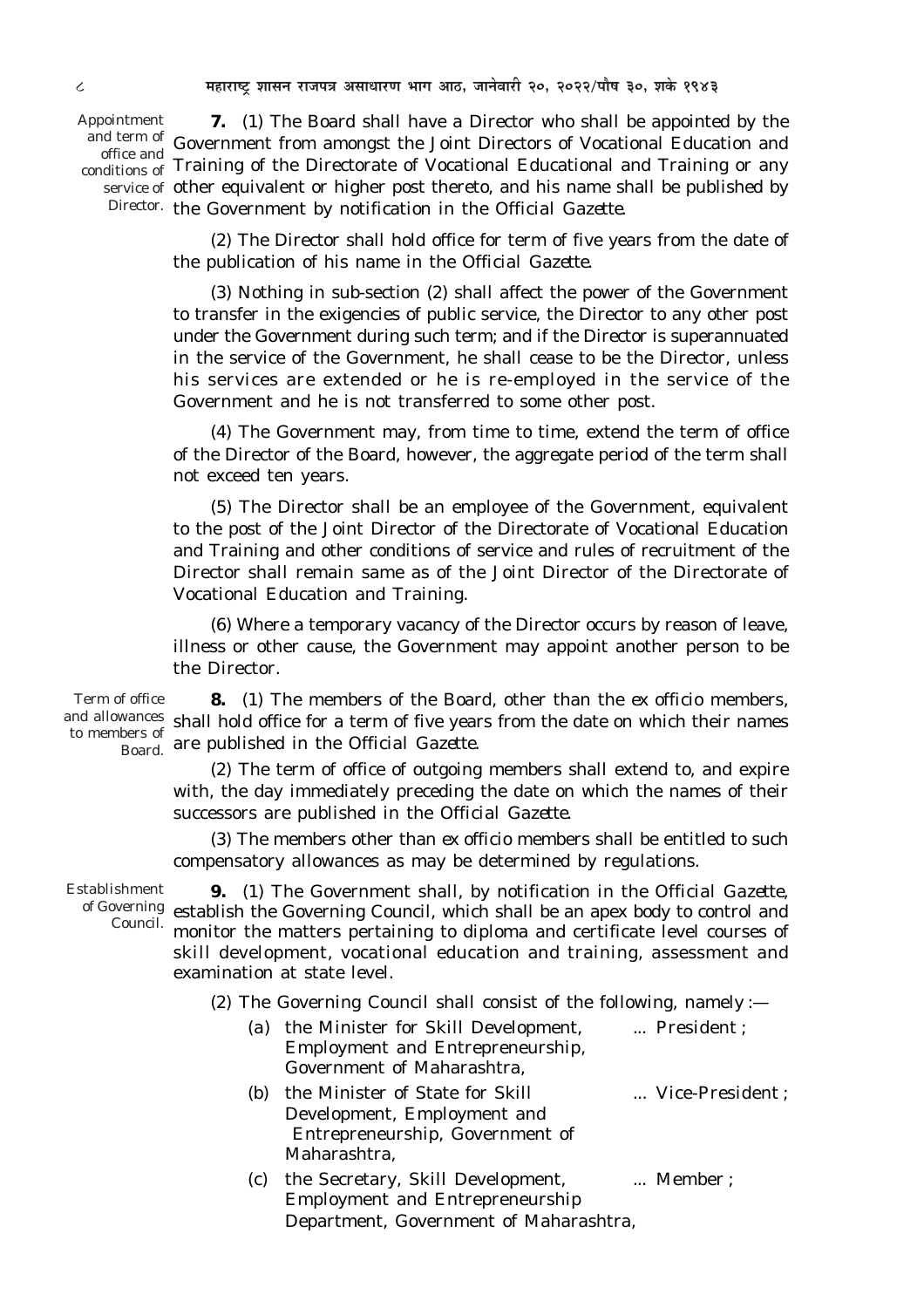Appointment and term of office and conditions of service of Director.

**7.** (1) The Board shall have a Director who shall be appointed by the Government from amongst the Joint Directors of Vocational Education and Training of the Directorate of Vocational Educational and Training or any other equivalent or higher post thereto, and his name shall be published by the Government by notification in the *Official Gazette*.

(2) The Director shall hold office for term of five years from the date of the publication of his name in the *Official Gazette*.

(3) Nothing in sub-section (2) shall affect the power of the Government to transfer in the exigencies of public service, the Director to any other post under the Government during such term; and if the Director is superannuated in the service of the Government, he shall cease to be the Director, unless his services are extended or he is re-employed in the service of the Government and he is not transferred to some other post.

(4) The Government may, from time to time, extend the term of office of the Director of the Board, however, the aggregate period of the term shall not exceed ten years.

(5) The Director shall be an employee of the Government, equivalent to the post of the Joint Director of the Directorate of Vocational Education and Training and other conditions of service and rules of recruitment of the Director shall remain same as of the Joint Director of the Directorate of Vocational Education and Training.

(6) Where a temporary vacancy of the Director occurs by reason of leave, illness or other cause, the Government may appoint another person to be the Director.

Term of office and allowances to members of Board.

**8.** (1) The members of the Board, other than the *ex officio* members, shall hold office for a term of five years from the date on which their names are published in the *Official Gazette*.

(2) The term of office of outgoing members shall extend to, and expire with, the day immediately preceding the date on which the names of their successors are published in the *Official Gazette*.

(3) The members other than *ex officio* members shall be entitled to such compensatory allowances as may be determined by regulations.

Establishment of Governing Council.

**9.** (1) The Government shall, by notification in the *Official Gazette*, establish the Governing Council, which shall be an apex body to control and monitor the matters pertaining to diploma and certificate level courses of skill development, vocational education and training, assessment and examination at state level.

(2) The Governing Council shall consist of the following, namely :—

(a) the Minister for Skill Development, Employment and Entrepreneurship, Government of Maharashtra, ... President ;

(b) the Minister of State for Skill Development, Employment and Entrepreneurship, Government of Maharashtra, ... Vice-President ;

(c) the Secretary, Skill Development, Employment and Entrepreneurship Department, Government of Maharashtra, ... Member ;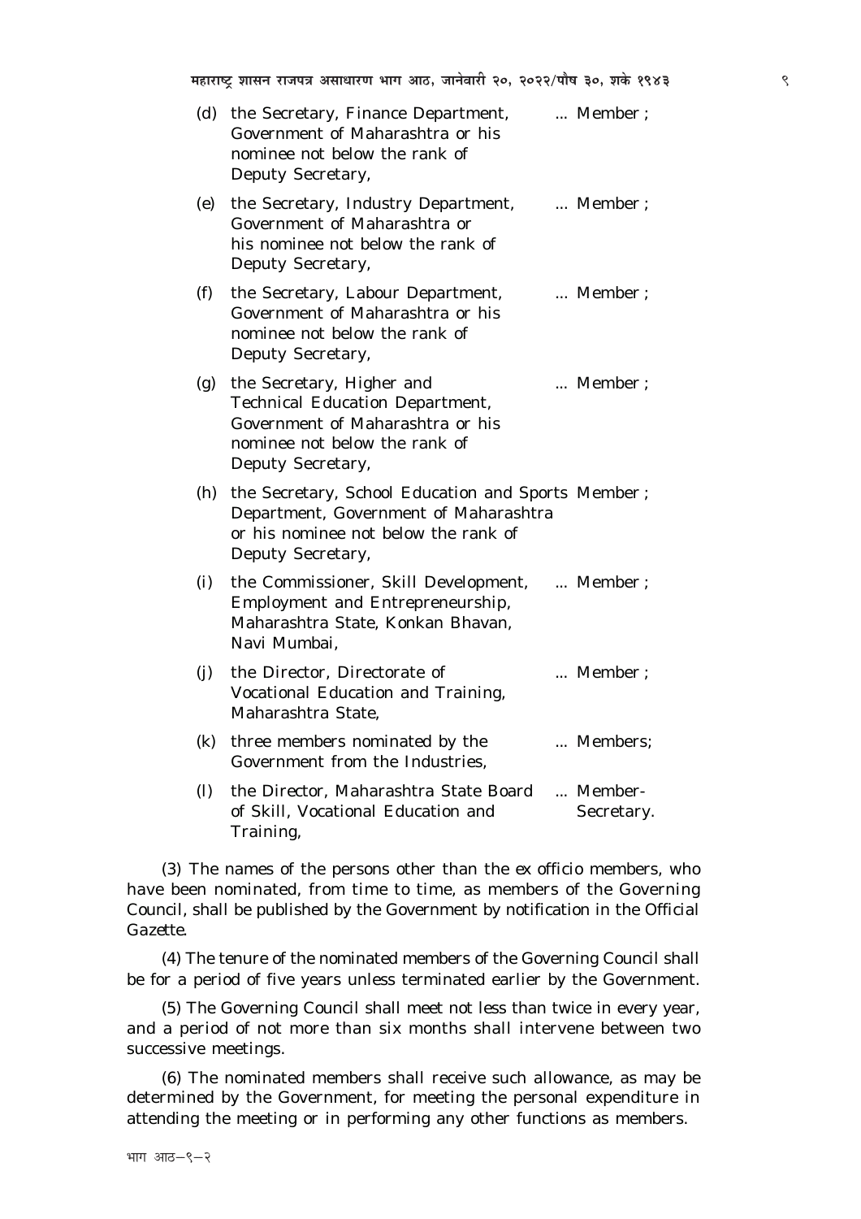(d) the Secretary, Finance Department, Government of Maharashtra or his nominee not below the rank of Deputy Secretary, ... Member ;

(e) the Secretary, Industry Department, Government of Maharashtra or his nominee not below the rank of Deputy Secretary, ... Member ;

(f) the Secretary, Labour Department, Government of Maharashtra or his nominee not below the rank of Deputy Secretary, ... Member ;

(g) the Secretary, Higher and Technical Education Department, Government of Maharashtra or his nominee not below the rank of Deputy Secretary, ... Member ;

(h) the Secretary, School Education and Sports Department, Government of Maharashtra or his nominee not below the rank of Deputy Secretary, Member ;

(i) the Commissioner, Skill Development, Employment and Entrepreneurship, Maharashtra State, Konkan Bhavan, Navi Mumbai, ... Member ;

(j) the Director, Directorate of Vocational Education and Training, Maharashtra State, ... Member ;

(k) three members nominated by the Government from the Industries, ... Members;

(l) the Director, Maharashtra State Board of Skill, Vocational Education and Training, ... Member-Secretary.

(3) The names of the persons other than the *ex officio* members, who have been nominated, from time to time, as members of the Governing Council, shall be published by the Government by notification in the *Official Gazette*.

(4) The tenure of the nominated members of the Governing Council shall be for a period of five years unless terminated earlier by the Government.

(5) The Governing Council shall meet not less than twice in every year, and a period of not more than six months shall intervene between two successive meetings.

(6) The nominated members shall receive such allowance, as may be determined by the Government, for meeting the personal expenditure in attending the meeting or in performing any other functions as members.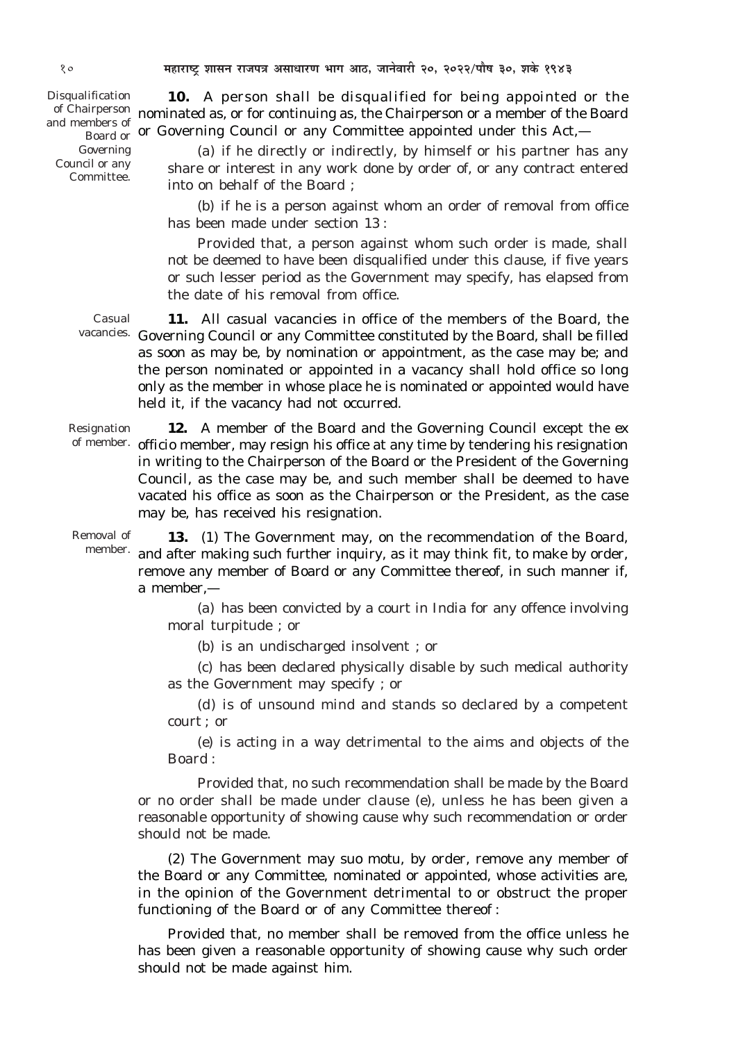Disqualification of Chairperson and members of Board or Governing Council or any Committee.

**10.** A person shall be disqualified for being appointed or the nominated as, or for continuing as, the Chairperson or a member of the Board or Governing Council or any Committee appointed under this Act,—

(*a*) if he directly or indirectly, by himself or his partner has any share or interest in any work done by order of, or any contract entered into on behalf of the Board ;

(*b*) if he is a person against whom an order of removal from office has been made under section 13 :

Provided that, a person against whom such order is made, shall not be deemed to have been disqualified under this clause, if five years or such lesser period as the Government may specify, has elapsed from the date of his removal from office.

Casual vacancies.

**11.** All casual vacancies in office of the members of the Board, the Governing Council or any Committee constituted by the Board, shall be filled as soon as may be, by nomination or appointment, as the case may be; and the person nominated or appointed in a vacancy shall hold office so long only as the member in whose place he is nominated or appointed would have held it, if the vacancy had not occurred.

Resignation of member.

**12.** A member of the Board and the Governing Council except the ex officio member, may resign his office at any time by tendering his resignation in writing to the Chairperson of the Board or the President of the Governing Council, as the case may be, and such member shall be deemed to have vacated his office as soon as the Chairperson or the President, as the case may be, has received his resignation.

Removal of member.

**13.** (*1*) The Government may, on the recommendation of the Board, and after making such further inquiry, as it may think fit, to make by order, remove any member of Board or any Committee thereof, in such manner if, a member,—

(*a*) has been convicted by a court in India for any offence involving moral turpitude ; or

(*b*) is an undischarged insolvent ; or

(*c*) has been declared physically disable by such medical authority as the Government may specify ; or

(*d*) is of unsound mind and stands so declared by a competent court ; or

(*e*) is acting in a way detrimental to the aims and objects of the Board :

Provided that, no such recommendation shall be made by the Board or no order shall be made under clause (*e*), unless he has been given a reasonable opportunity of showing cause why such recommendation or order should not be made.

(*2*) The Government may suo motu, by order, remove any member of the Board or any Committee, nominated or appointed, whose activities are, in the opinion of the Government detrimental to or obstruct the proper functioning of the Board or of any Committee thereof :

Provided that, no member shall be removed from the office unless he has been given a reasonable opportunity of showing cause why such order should not be made against him.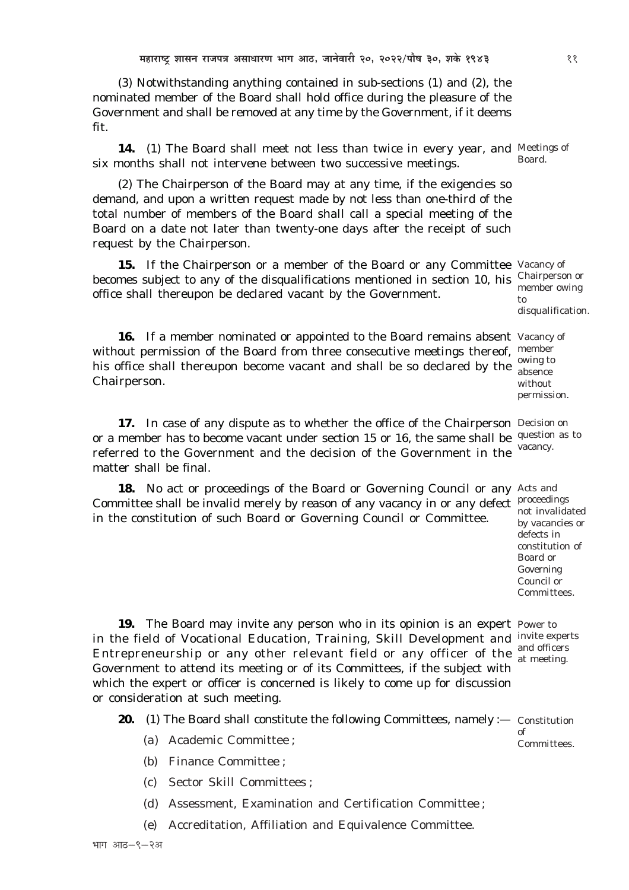(3) Notwithstanding anything contained in sub-sections (1) and (2), the nominated member of the Board shall hold office during the pleasure of the Government and shall be removed at any time by the Government, if it deems fit.

Meetings of Board.

**14.** (1) The Board shall meet not less than twice in every year, and six months shall not intervene between two successive meetings.

(2) The Chairperson of the Board may at any time, if the exigencies so demand, and upon a written request made by not less than one-third of the total number of members of the Board shall call a special meeting of the Board on a date not later than twenty-one days after the receipt of such request by the Chairperson.

Vacancy of Chairperson or member owing to disqualification.

**15.** If the Chairperson or a member of the Board or any Committee becomes subject to any of the disqualifications mentioned in section 10, his office shall thereupon be declared vacant by the Government.

Vacancy of member owing to absence without permission.

**16.** If a member nominated or appointed to the Board remains absent without permission of the Board from three consecutive meetings thereof, his office shall thereupon become vacant and shall be so declared by the Chairperson.

Decision on question as to vacancy.

**17.** In case of any dispute as to whether the office of the Chairperson or a member has to become vacant under section 15 or 16, the same shall be referred to the Government and the decision of the Government in the matter shall be final.

Acts and proceedings not invalidated by vacancies or defects in constitution of Board or Governing Council or Committees.

**18.** No act or proceedings of the Board or Governing Council or any Committee shall be invalid merely by reason of any vacancy in or any defect in the constitution of such Board or Governing Council or Committee.

Power to invite experts and officers at meeting.

**19.** The Board may invite any person who in its opinion is an expert in the field of Vocational Education, Training, Skill Development and Entrepreneurship or any other relevant field or any officer of the Government to attend its meeting or of its Committees, if the subject with which the expert or officer is concerned is likely to come up for discussion or consideration at such meeting.

Constitution of Committees.

**20.** (1) The Board shall constitute the following Committees, namely :—

(a) Academic Committee ;

(b) Finance Committee ;

(c) Sector Skill Committees ;

(d) Assessment, Examination and Certification Committee ;

(e) Accreditation, Affiliation and Equivalence Committee.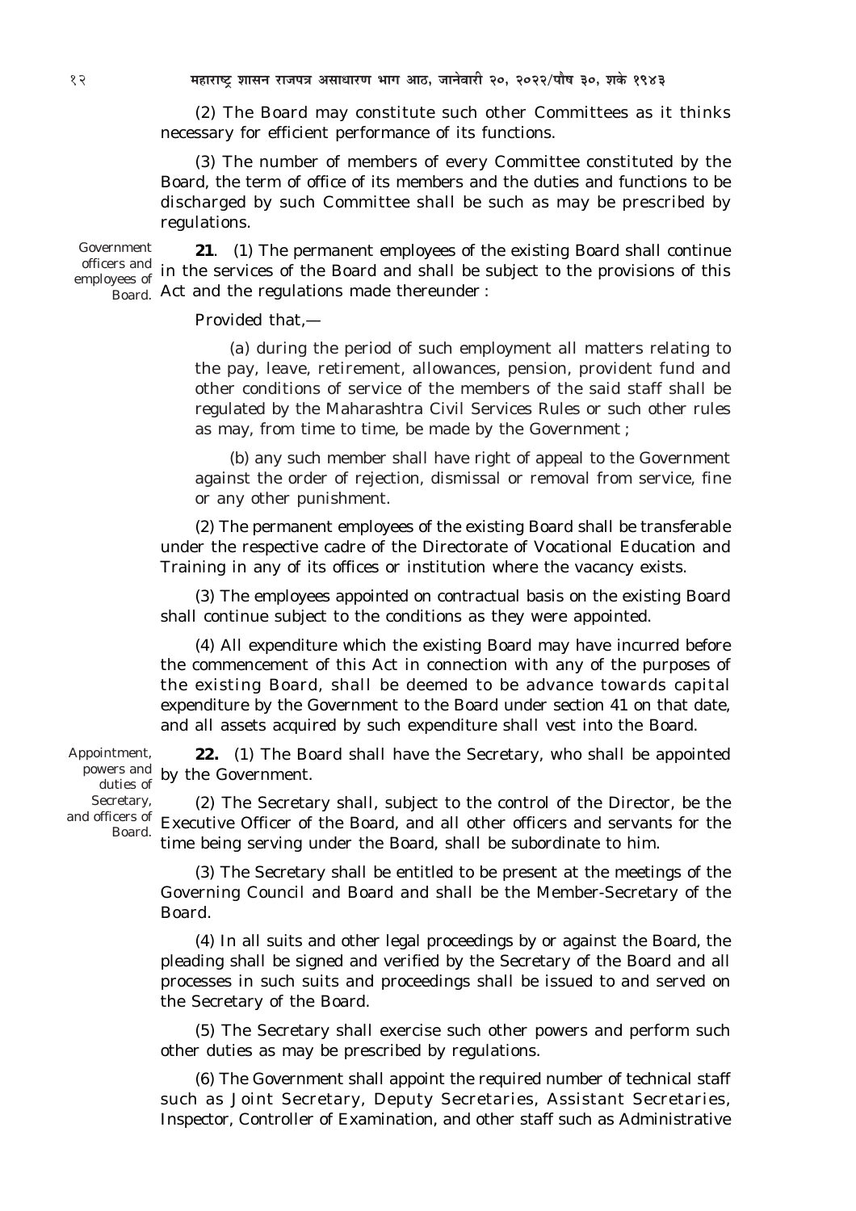(2) The Board may constitute such other Committees as it thinks necessary for efficient performance of its functions.

(3) The number of members of every Committee constituted by the Board, the term of office of its members and the duties and functions to be discharged by such Committee shall be such as may be prescribed by regulations.

*Government officers and employees of Board.*

**21**. (1) The permanent employees of the existing Board shall continue in the services of the Board and shall be subject to the provisions of this Act and the regulations made thereunder :

Provided that,—

(*a*) during the period of such employment all matters relating to the pay, leave, retirement, allowances, pension, provident fund and other conditions of service of the members of the said staff shall be regulated by the Maharashtra Civil Services Rules or such other rules as may, from time to time, be made by the Government ;

(*b*) any such member shall have right of appeal to the Government against the order of rejection, dismissal or removal from service, fine or any other punishment.

(2) The permanent employees of the existing Board shall be transferable under the respective cadre of the Directorate of Vocational Education and Training in any of its offices or institution where the vacancy exists.

(3) The employees appointed on contractual basis on the existing Board shall continue subject to the conditions as they were appointed.

(4) All expenditure which the existing Board may have incurred before the commencement of this Act in connection with any of the purposes of the existing Board, shall be deemed to be advance towards capital expenditure by the Government to the Board under section 41 on that date, and all assets acquired by such expenditure shall vest into the Board.

*Appointment, powers and duties of Secretary, and officers of Board.*

**22.** (1) The Board shall have the Secretary, who shall be appointed by the Government.

(2) The Secretary shall, subject to the control of the Director, be the Executive Officer of the Board, and all other officers and servants for the time being serving under the Board, shall be subordinate to him.

(3) The Secretary shall be entitled to be present at the meetings of the Governing Council and Board and shall be the Member-Secretary of the Board.

(4) In all suits and other legal proceedings by or against the Board, the pleading shall be signed and verified by the Secretary of the Board and all processes in such suits and proceedings shall be issued to and served on the Secretary of the Board.

(5) The Secretary shall exercise such other powers and perform such other duties as may be prescribed by regulations.

(6) The Government shall appoint the required number of technical staff such as Joint Secretary, Deputy Secretaries, Assistant Secretaries, Inspector, Controller of Examination, and other staff such as Administrative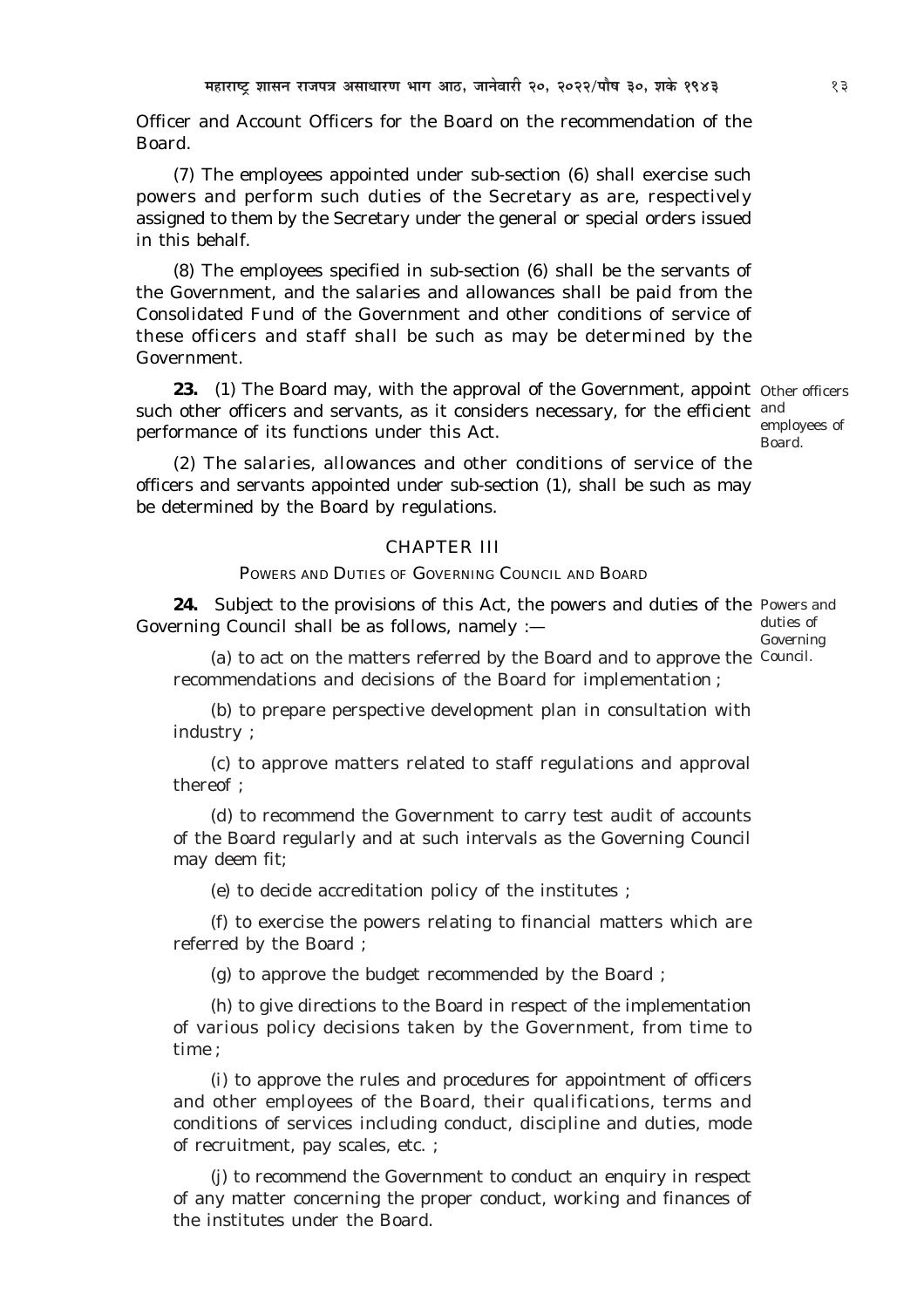Officer and Account Officers for the Board on the recommendation of the Board.

(7) The employees appointed under sub-section (6) shall exercise such powers and perform such duties of the Secretary as are, respectively assigned to them by the Secretary under the general or special orders issued in this behalf.

(8) The employees specified in sub-section (6) shall be the servants of the Government, and the salaries and allowances shall be paid from the Consolidated Fund of the Government and other conditions of service of these officers and staff shall be such as may be determined by the Government.

*Other officers and employees of Board.*

**23.** (1) The Board may, with the approval of the Government, appoint such other officers and servants, as it considers necessary, for the efficient performance of its functions under this Act.

(2) The salaries, allowances and other conditions of service of the officers and servants appointed under sub-section (1), shall be such as may be determined by the Board by regulations.

## CHAPTER III

### POWERS AND DUTIES OF GOVERNING COUNCIL AND BOARD

*Powers and duties of Governing Council.*

**24.** Subject to the provisions of this Act, the powers and duties of the Governing Council shall be as follows, namely :—

(a) to act on the matters referred by the Board and to approve the recommendations and decisions of the Board for implementation ;

(b) to prepare perspective development plan in consultation with industry ;

(c) to approve matters related to staff regulations and approval thereof ;

(d) to recommend the Government to carry test audit of accounts of the Board regularly and at such intervals as the Governing Council may deem fit;

(e) to decide accreditation policy of the institutes ;

(f) to exercise the powers relating to financial matters which are referred by the Board ;

(g) to approve the budget recommended by the Board ;

(h) to give directions to the Board in respect of the implementation of various policy decisions taken by the Government, from time to time ;

(i) to approve the rules and procedures for appointment of officers and other employees of the Board, their qualifications, terms and conditions of services including conduct, discipline and duties, mode of recruitment, pay scales, etc. ;

(j) to recommend the Government to conduct an enquiry in respect of any matter concerning the proper conduct, working and finances of the institutes under the Board.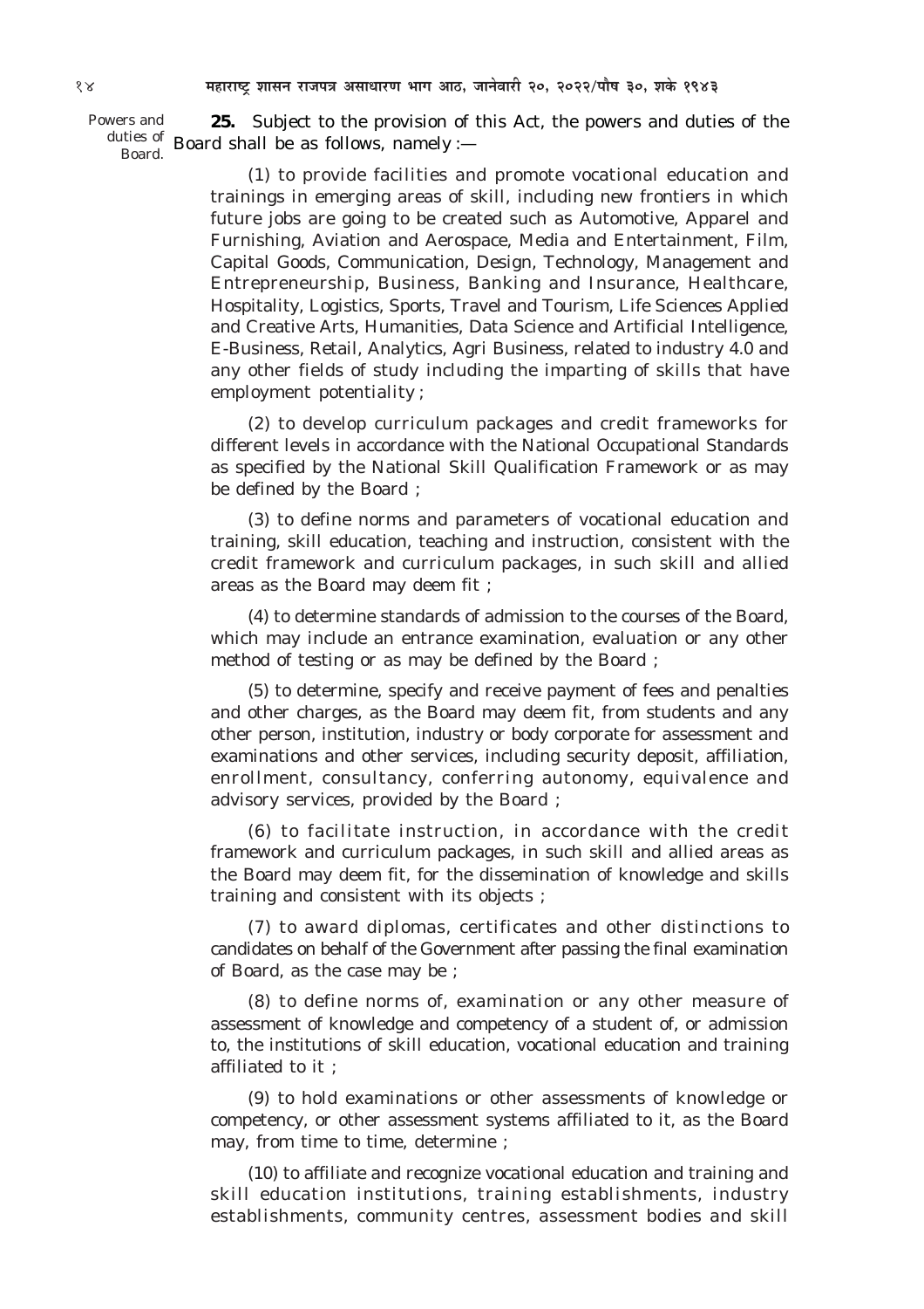Powers and duties of Board.

**25.** Subject to the provision of this Act, the powers and duties of the Board shall be as follows, namely :—

(1) to provide facilities and promote vocational education and trainings in emerging areas of skill, including new frontiers in which future jobs are going to be created such as Automotive, Apparel and Furnishing, Aviation and Aerospace, Media and Entertainment, Film, Capital Goods, Communication, Design, Technology, Management and Entrepreneurship, Business, Banking and Insurance, Healthcare, Hospitality, Logistics, Sports, Travel and Tourism, Life Sciences Applied and Creative Arts, Humanities, Data Science and Artificial Intelligence, E-Business, Retail, Analytics, Agri Business, related to industry 4.0 and any other fields of study including the imparting of skills that have employment potentiality ;

(2) to develop curriculum packages and credit frameworks for different levels in accordance with the National Occupational Standards as specified by the National Skill Qualification Framework or as may be defined by the Board ;

(3) to define norms and parameters of vocational education and training, skill education, teaching and instruction, consistent with the credit framework and curriculum packages, in such skill and allied areas as the Board may deem fit ;

(4) to determine standards of admission to the courses of the Board, which may include an entrance examination, evaluation or any other method of testing or as may be defined by the Board ;

(5) to determine, specify and receive payment of fees and penalties and other charges, as the Board may deem fit, from students and any other person, institution, industry or body corporate for assessment and examinations and other services, including security deposit, affiliation, enrollment, consultancy, conferring autonomy, equivalence and advisory services, provided by the Board ;

(6) to facilitate instruction, in accordance with the credit framework and curriculum packages, in such skill and allied areas as the Board may deem fit, for the dissemination of knowledge and skills training and consistent with its objects ;

(7) to award diplomas, certificates and other distinctions to candidates on behalf of the Government after passing the final examination of Board, as the case may be ;

(8) to define norms of, examination or any other measure of assessment of knowledge and competency of a student of, or admission to, the institutions of skill education, vocational education and training affiliated to it ;

(9) to hold examinations or other assessments of knowledge or competency, or other assessment systems affiliated to it, as the Board may, from time to time, determine ;

(10) to affiliate and recognize vocational education and training and skill education institutions, training establishments, industry establishments, community centres, assessment bodies and skill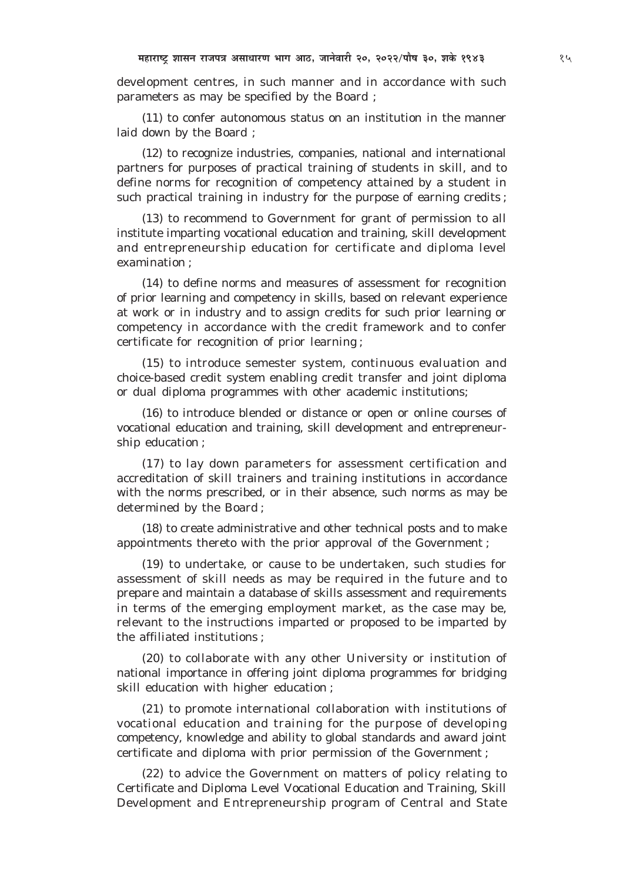development centres, in such manner and in accordance with such parameters as may be specified by the Board ;

(11) to confer autonomous status on an institution in the manner laid down by the Board ;

(12) to recognize industries, companies, national and international partners for purposes of practical training of students in skill, and to define norms for recognition of competency attained by a student in such practical training in industry for the purpose of earning credits ;

(13) to recommend to Government for grant of permission to all institute imparting vocational education and training, skill development and entrepreneurship education for certificate and diploma level examination ;

(14) to define norms and measures of assessment for recognition of prior learning and competency in skills, based on relevant experience at work or in industry and to assign credits for such prior learning or competency in accordance with the credit framework and to confer certificate for recognition of prior learning ;

(15) to introduce semester system, continuous evaluation and choice-based credit system enabling credit transfer and joint diploma or dual diploma programmes with other academic institutions;

(16) to introduce blended or distance or open or online courses of vocational education and training, skill development and entrepreneurship education ;

(17) to lay down parameters for assessment certification and accreditation of skill trainers and training institutions in accordance with the norms prescribed, or in their absence, such norms as may be determined by the Board ;

(18) to create administrative and other technical posts and to make appointments thereto with the prior approval of the Government ;

(19) to undertake, or cause to be undertaken, such studies for assessment of skill needs as may be required in the future and to prepare and maintain a database of skills assessment and requirements in terms of the emerging employment market, as the case may be, relevant to the instructions imparted or proposed to be imparted by the affiliated institutions ;

(20) to collaborate with any other University or institution of national importance in offering joint diploma programmes for bridging skill education with higher education ;

(21) to promote international collaboration with institutions of vocational education and training for the purpose of developing competency, knowledge and ability to global standards and award joint certificate and diploma with prior permission of the Government ;

(22) to advice the Government on matters of policy relating to Certificate and Diploma Level Vocational Education and Training, Skill Development and Entrepreneurship program of Central and State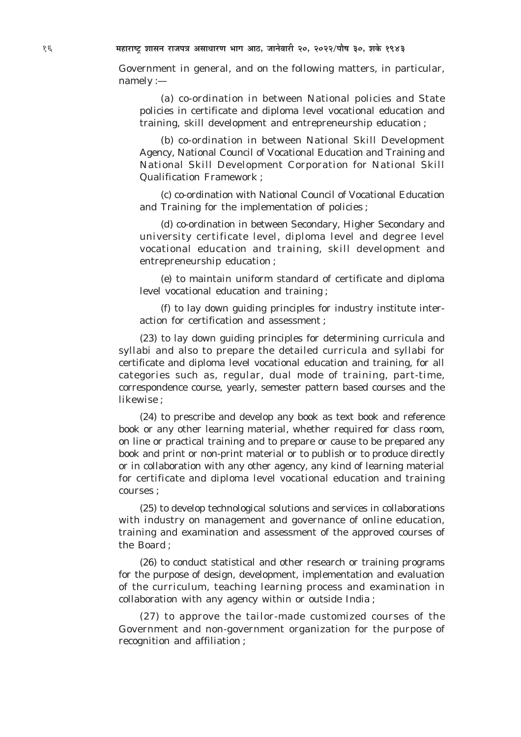Government in general, and on the following matters, in particular, namely :—

(a) co-ordination in between National policies and State policies in certificate and diploma level vocational education and training, skill development and entrepreneurship education ;

(b) co-ordination in between National Skill Development Agency, National Council of Vocational Education and Training and National Skill Development Corporation for National Skill Qualification Framework ;

(c) co-ordination with National Council of Vocational Education and Training for the implementation of policies ;

(d) co-ordination in between Secondary, Higher Secondary and university certificate level, diploma level and degree level vocational education and training, skill development and entrepreneurship education ;

(e) to maintain uniform standard of certificate and diploma level vocational education and training ;

(f) to lay down guiding principles for industry institute inter-action for certification and assessment ;

(23) to lay down guiding principles for determining curricula and syllabi and also to prepare the detailed curricula and syllabi for certificate and diploma level vocational education and training, for all categories such as, regular, dual mode of training, part-time, correspondence course, yearly, semester pattern based courses and the likewise ;

(24) to prescribe and develop any book as text book and reference book or any other learning material, whether required for class room, on line or practical training and to prepare or cause to be prepared any book and print or non-print material or to publish or to produce directly or in collaboration with any other agency, any kind of learning material for certificate and diploma level vocational education and training courses ;

(25) to develop technological solutions and services in collaborations with industry on management and governance of online education, training and examination and assessment of the approved courses of the Board ;

(26) to conduct statistical and other research or training programs for the purpose of design, development, implementation and evaluation of the curriculum, teaching learning process and examination in collaboration with any agency within or outside India ;

(27) to approve the tailor-made customized courses of the Government and non-government organization for the purpose of recognition and affiliation ;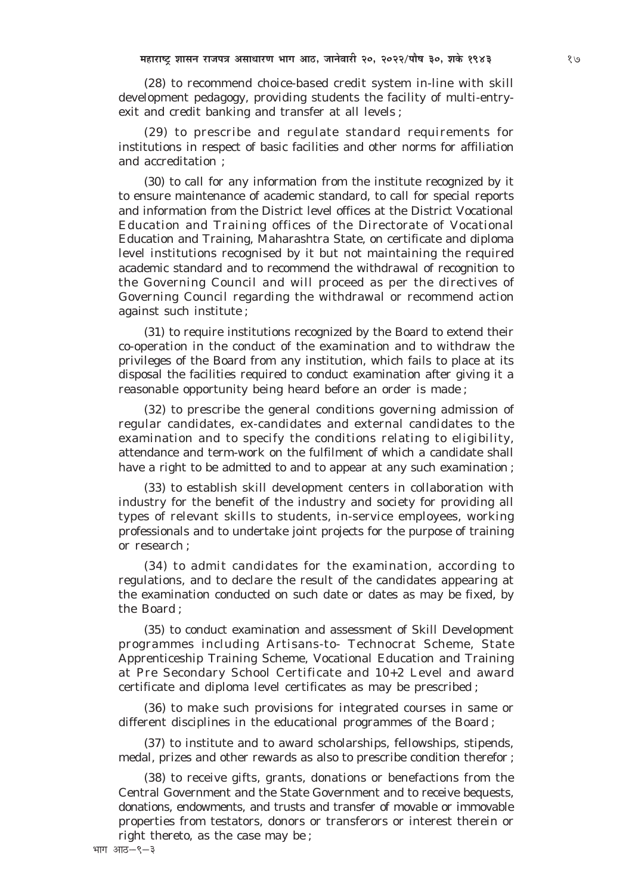(28) to recommend choice-based credit system in-line with skill development pedagogy, providing students the facility of multi-entry-exit and credit banking and transfer at all levels ;

(29) to prescribe and regulate standard requirements for institutions in respect of basic facilities and other norms for affiliation and accreditation ;

(30) to call for any information from the institute recognized by it to ensure maintenance of academic standard, to call for special reports and information from the District level offices at the District Vocational Education and Training offices of the Directorate of Vocational Education and Training, Maharashtra State, on certificate and diploma level institutions recognised by it but not maintaining the required academic standard and to recommend the withdrawal of recognition to the Governing Council and will proceed as per the directives of Governing Council regarding the withdrawal or recommend action against such institute ;

(31) to require institutions recognized by the Board to extend their co-operation in the conduct of the examination and to withdraw the privileges of the Board from any institution, which fails to place at its disposal the facilities required to conduct examination after giving it a reasonable opportunity being heard before an order is made ;

(32) to prescribe the general conditions governing admission of regular candidates, ex-candidates and external candidates to the examination and to specify the conditions relating to eligibility, attendance and term-work on the fulfilment of which a candidate shall have a right to be admitted to and to appear at any such examination ;

(33) to establish skill development centers in collaboration with industry for the benefit of the industry and society for providing all types of relevant skills to students, in-service employees, working professionals and to undertake joint projects for the purpose of training or research ;

(34) to admit candidates for the examination, according to regulations, and to declare the result of the candidates appearing at the examination conducted on such date or dates as may be fixed, by the Board ;

(35) to conduct examination and assessment of Skill Development programmes including Artisans-to- Technocrat Scheme, State Apprenticeship Training Scheme, Vocational Education and Training at Pre Secondary School Certificate and 10+2 Level and award certificate and diploma level certificates as may be prescribed ;

(36) to make such provisions for integrated courses in same or different disciplines in the educational programmes of the Board ;

(37) to institute and to award scholarships, fellowships, stipends, medal, prizes and other rewards as also to prescribe condition therefor ;

(38) to receive gifts, grants, donations or benefactions from the Central Government and the State Government and to receive bequests, donations, endowments, and trusts and transfer of movable or immovable properties from testators, donors or transferors or interest therein or right thereto, as the case may be ;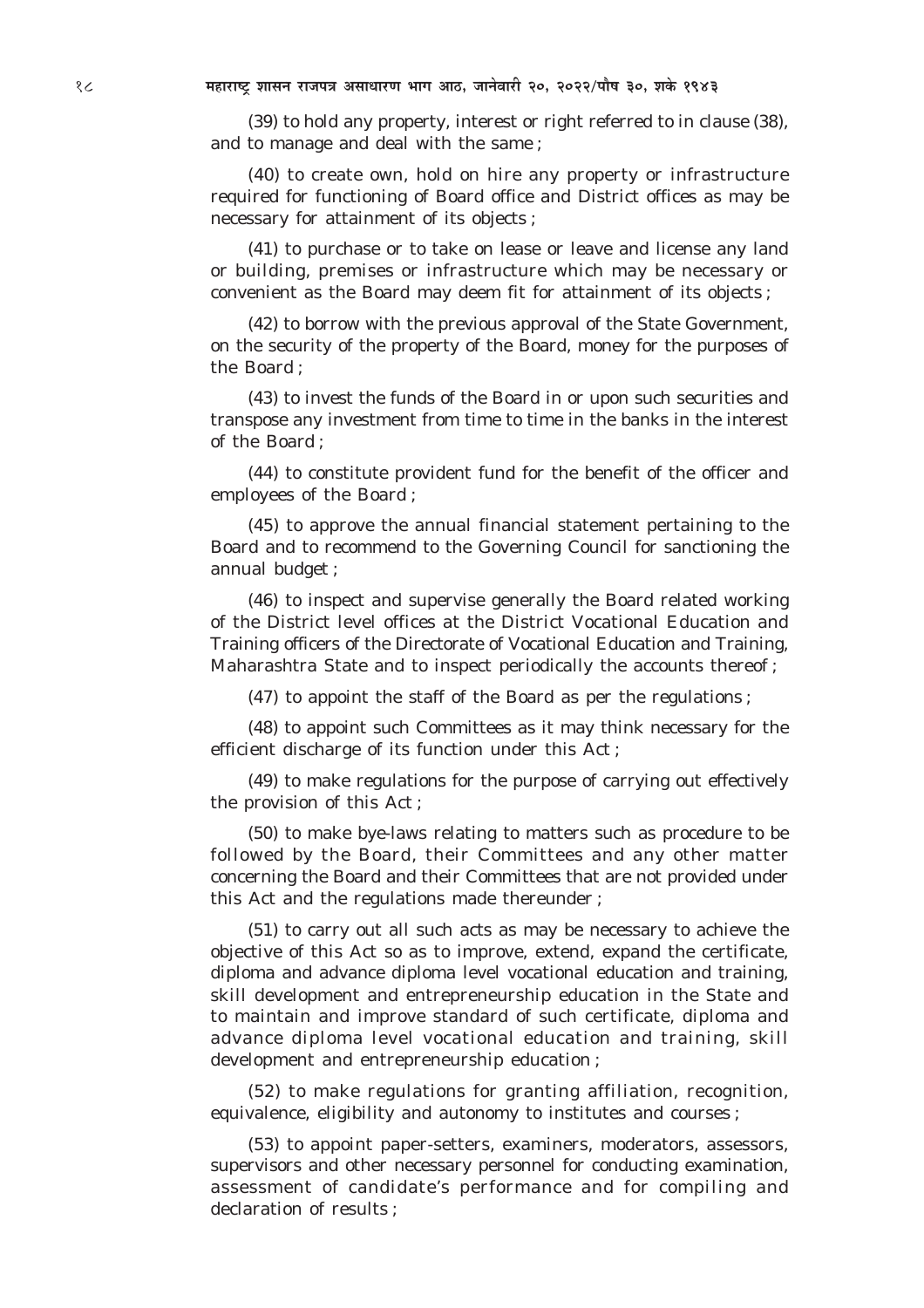(39) to hold any property, interest or right referred to in clause (38), and to manage and deal with the same ;

(40) to create own, hold on hire any property or infrastructure required for functioning of Board office and District offices as may be necessary for attainment of its objects ;

(41) to purchase or to take on lease or leave and license any land or building, premises or infrastructure which may be necessary or convenient as the Board may deem fit for attainment of its objects ;

(42) to borrow with the previous approval of the State Government, on the security of the property of the Board, money for the purposes of the Board ;

(43) to invest the funds of the Board in or upon such securities and transpose any investment from time to time in the banks in the interest of the Board ;

(44) to constitute provident fund for the benefit of the officer and employees of the Board ;

(45) to approve the annual financial statement pertaining to the Board and to recommend to the Governing Council for sanctioning the annual budget ;

(46) to inspect and supervise generally the Board related working of the District level offices at the District Vocational Education and Training officers of the Directorate of Vocational Education and Training, Maharashtra State and to inspect periodically the accounts thereof ;

(47) to appoint the staff of the Board as per the regulations ;

(48) to appoint such Committees as it may think necessary for the efficient discharge of its function under this Act ;

(49) to make regulations for the purpose of carrying out effectively the provision of this Act ;

(50) to make bye-laws relating to matters such as procedure to be followed by the Board, their Committees and any other matter concerning the Board and their Committees that are not provided under this Act and the regulations made thereunder ;

(51) to carry out all such acts as may be necessary to achieve the objective of this Act so as to improve, extend, expand the certificate, diploma and advance diploma level vocational education and training, skill development and entrepreneurship education in the State and to maintain and improve standard of such certificate, diploma and advance diploma level vocational education and training, skill development and entrepreneurship education ;

(52) to make regulations for granting affiliation, recognition, equivalence, eligibility and autonomy to institutes and courses ;

(53) to appoint paper-setters, examiners, moderators, assessors, supervisors and other necessary personnel for conducting examination, assessment of candidate's performance and for compiling and declaration of results ;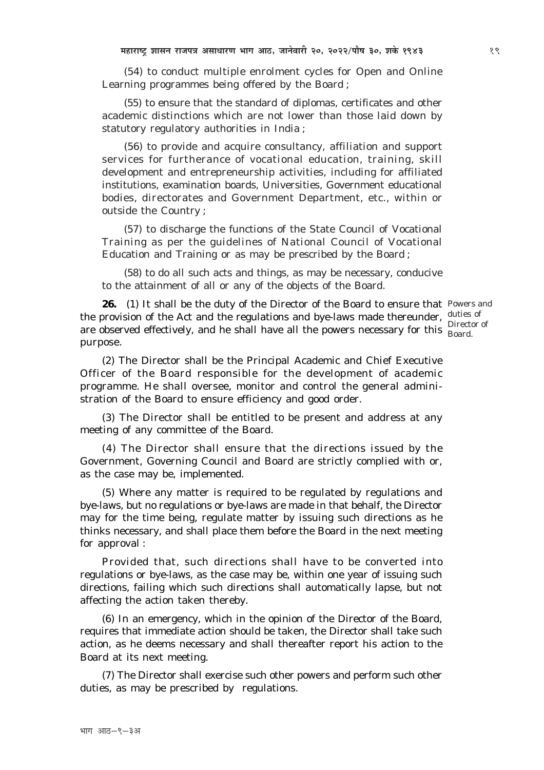(54) to conduct multiple enrolment cycles for Open and Online Learning programmes being offered by the Board ;

(55) to ensure that the standard of diplomas, certificates and other academic distinctions which are not lower than those laid down by statutory regulatory authorities in India ;

(56) to provide and acquire consultancy, affiliation and support services for furtherance of vocational education, training, skill development and entrepreneurship activities, including for affiliated institutions, examination boards, Universities, Government educational bodies, directorates and Government Department, etc., within or outside the Country ;

(57) to discharge the functions of the State Council of Vocational Training as per the guidelines of National Council of Vocational Education and Training or as may be prescribed by the Board ;

(58) to do all such acts and things, as may be necessary, conducive to the attainment of all or any of the objects of the Board.

Powers and duties of Director of Board.

**26.** (1) It shall be the duty of the Director of the Board to ensure that the provision of the Act and the regulations and bye-laws made thereunder, are observed effectively, and he shall have all the powers necessary for this purpose.

(2) The Director shall be the Principal Academic and Chief Executive Officer of the Board responsible for the development of academic programme. He shall oversee, monitor and control the general administration of the Board to ensure efficiency and good order.

(3) The Director shall be entitled to be present and address at any meeting of any committee of the Board.

(4) The Director shall ensure that the directions issued by the Government, Governing Council and Board are strictly complied with or, as the case may be, implemented.

(5) Where any matter is required to be regulated by regulations and bye-laws, but no regulations or bye-laws are made in that behalf, the Director may for the time being, regulate matter by issuing such directions as he thinks necessary, and shall place them before the Board in the next meeting for approval :

Provided that, such directions shall have to be converted into regulations or bye-laws, as the case may be, within one year of issuing such directions, failing which such directions shall automatically lapse, but not affecting the action taken thereby.

(6) In an emergency, which in the opinion of the Director of the Board, requires that immediate action should be taken, the Director shall take such action, as he deems necessary and shall thereafter report his action to the Board at its next meeting.

(7) The Director shall exercise such other powers and perform such other duties, as may be prescribed by regulations.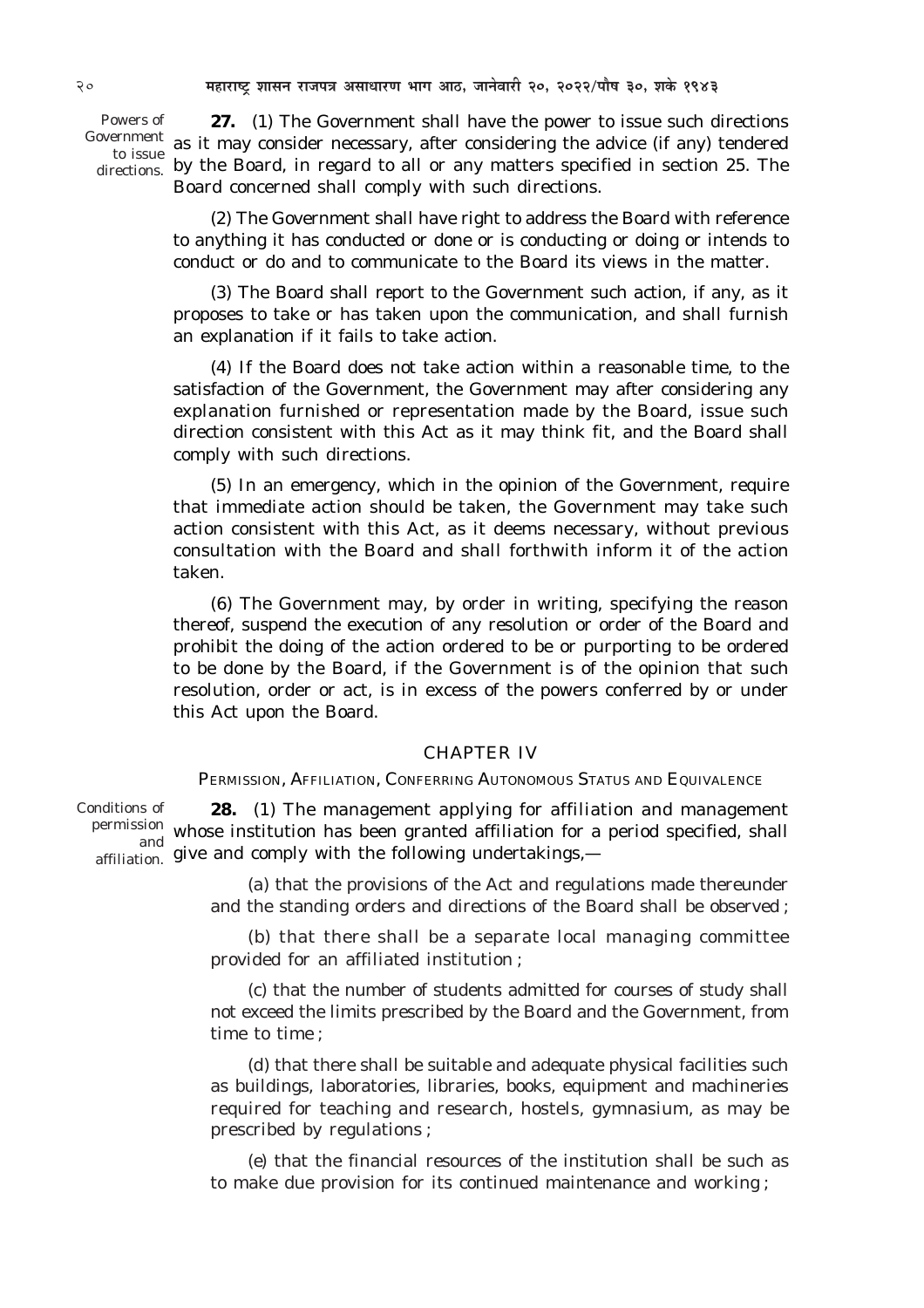Powers of Government to issue directions.

**27.** (1) The Government shall have the power to issue such directions as it may consider necessary, after considering the advice (if any) tendered by the Board, in regard to all or any matters specified in section 25. The Board concerned shall comply with such directions.

(2) The Government shall have right to address the Board with reference to anything it has conducted or done or is conducting or doing or intends to conduct or do and to communicate to the Board its views in the matter.

(3) The Board shall report to the Government such action, if any, as it proposes to take or has taken upon the communication, and shall furnish an explanation if it fails to take action.

(4) If the Board does not take action within a reasonable time, to the satisfaction of the Government, the Government may after considering any explanation furnished or representation made by the Board, issue such direction consistent with this Act as it may think fit, and the Board shall comply with such directions.

(5) In an emergency, which in the opinion of the Government, require that immediate action should be taken, the Government may take such action consistent with this Act, as it deems necessary, without previous consultation with the Board and shall forthwith inform it of the action taken.

(6) The Government may, by order in writing, specifying the reason thereof, suspend the execution of any resolution or order of the Board and prohibit the doing of the action ordered to be or purporting to be ordered to be done by the Board, if the Government is of the opinion that such resolution, order or act, is in excess of the powers conferred by or under this Act upon the Board.

## CHAPTER IV

### PERMISSION, AFFILIATION, CONFERRING AUTONOMOUS STATUS AND EQUIVALENCE

Conditions of permission and affiliation.

**28.** (1) The management applying for affiliation and management whose institution has been granted affiliation for a period specified, shall give and comply with the following undertakings,—

(a) that the provisions of the Act and regulations made thereunder and the standing orders and directions of the Board shall be observed ;

(b) that there shall be a separate local managing committee provided for an affiliated institution ;

(c) that the number of students admitted for courses of study shall not exceed the limits prescribed by the Board and the Government, from time to time ;

(d) that there shall be suitable and adequate physical facilities such as buildings, laboratories, libraries, books, equipment and machineries required for teaching and research, hostels, gymnasium, as may be prescribed by regulations ;

(e) that the financial resources of the institution shall be such as to make due provision for its continued maintenance and working ;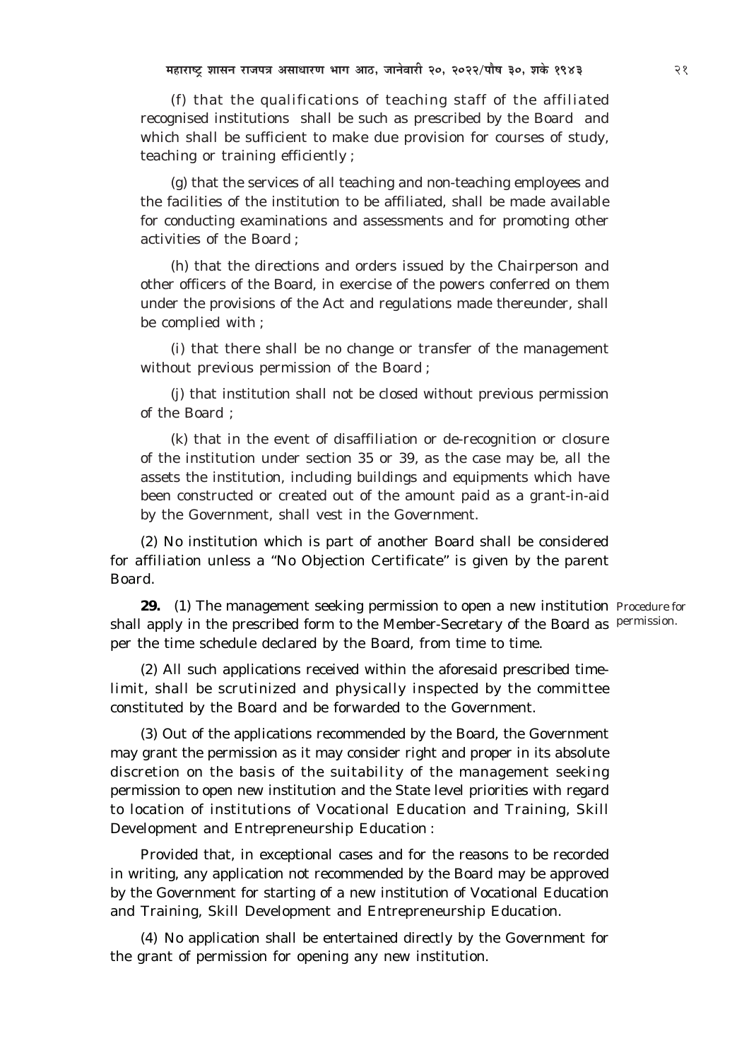(f) that the qualifications of teaching staff of the affiliated recognised institutions shall be such as prescribed by the Board and which shall be sufficient to make due provision for courses of study, teaching or training efficiently ;

(g) that the services of all teaching and non-teaching employees and the facilities of the institution to be affiliated, shall be made available for conducting examinations and assessments and for promoting other activities of the Board ;

(h) that the directions and orders issued by the Chairperson and other officers of the Board, in exercise of the powers conferred on them under the provisions of the Act and regulations made thereunder, shall be complied with ;

(i) that there shall be no change or transfer of the management without previous permission of the Board ;

(j) that institution shall not be closed without previous permission of the Board ;

(k) that in the event of disaffiliation or de-recognition or closure of the institution under section 35 or 39, as the case may be, all the assets the institution, including buildings and equipments which have been constructed or created out of the amount paid as a grant-in-aid by the Government, shall vest in the Government.

(2) No institution which is part of another Board shall be considered for affiliation unless a "No Objection Certificate" is given by the parent Board.

Procedure for permission.

**29.** (1) The management seeking permission to open a new institution shall apply in the prescribed form to the Member-Secretary of the Board as per the time schedule declared by the Board, from time to time.

(2) All such applications received within the aforesaid prescribed time-limit, shall be scrutinized and physically inspected by the committee constituted by the Board and be forwarded to the Government.

(3) Out of the applications recommended by the Board, the Government may grant the permission as it may consider right and proper in its absolute discretion on the basis of the suitability of the management seeking permission to open new institution and the State level priorities with regard to location of institutions of Vocational Education and Training, Skill Development and Entrepreneurship Education :

Provided that, in exceptional cases and for the reasons to be recorded in writing, any application not recommended by the Board may be approved by the Government for starting of a new institution of Vocational Education and Training, Skill Development and Entrepreneurship Education.

(4) No application shall be entertained directly by the Government for the grant of permission for opening any new institution.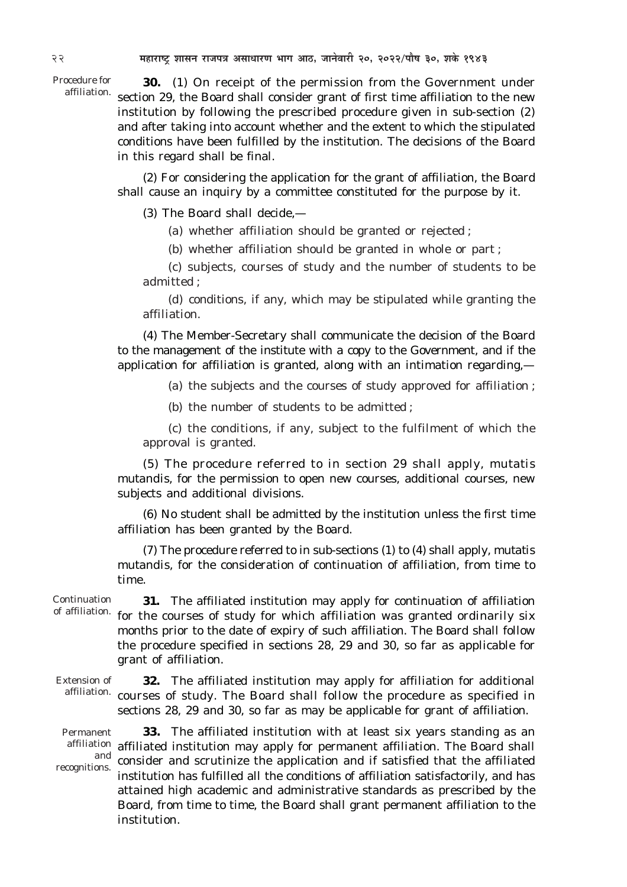*Procedure for affiliation.*

**30.** (1) On receipt of the permission from the Government under section 29, the Board shall consider grant of first time affiliation to the new institution by following the prescribed procedure given in sub-section (2) and after taking into account whether and the extent to which the stipulated conditions have been fulfilled by the institution. The decisions of the Board in this regard shall be final.

(2) For considering the application for the grant of affiliation, the Board shall cause an inquiry by a committee constituted for the purpose by it.

(3) The Board shall decide,—

(a) whether affiliation should be granted or rejected ;

(b) whether affiliation should be granted in whole or part ;

(c) subjects, courses of study and the number of students to be admitted ;

(d) conditions, if any, which may be stipulated while granting the affiliation.

(4) The Member-Secretary shall communicate the decision of the Board to the management of the institute with a copy to the Government, and if the application for affiliation is granted, along with an intimation regarding,—

(a) the subjects and the courses of study approved for affiliation ;

(b) the number of students to be admitted ;

(c) the conditions, if any, subject to the fulfilment of which the approval is granted.

(5) The procedure referred to in section 29 shall apply, mutatis mutandis, for the permission to open new courses, additional courses, new subjects and additional divisions.

(6) No student shall be admitted by the institution unless the first time affiliation has been granted by the Board.

(7) The procedure referred to in sub-sections (1) to (4) shall apply, mutatis mutandis, for the consideration of continuation of affiliation, from time to time.

*Continuation of affiliation.*

**31.** The affiliated institution may apply for continuation of affiliation for the courses of study for which affiliation was granted ordinarily six months prior to the date of expiry of such affiliation. The Board shall follow the procedure specified in sections 28, 29 and 30, so far as applicable for grant of affiliation.

*Extension of affiliation.*

**32.** The affiliated institution may apply for affiliation for additional courses of study. The Board shall follow the procedure as specified in sections 28, 29 and 30, so far as may be applicable for grant of affiliation.

*Permanent affiliation and recognitions.*

**33.** The affiliated institution with at least six years standing as an affiliated institution may apply for permanent affiliation. The Board shall consider and scrutinize the application and if satisfied that the affiliated institution has fulfilled all the conditions of affiliation satisfactorily, and has attained high academic and administrative standards as prescribed by the Board, from time to time, the Board shall grant permanent affiliation to the institution.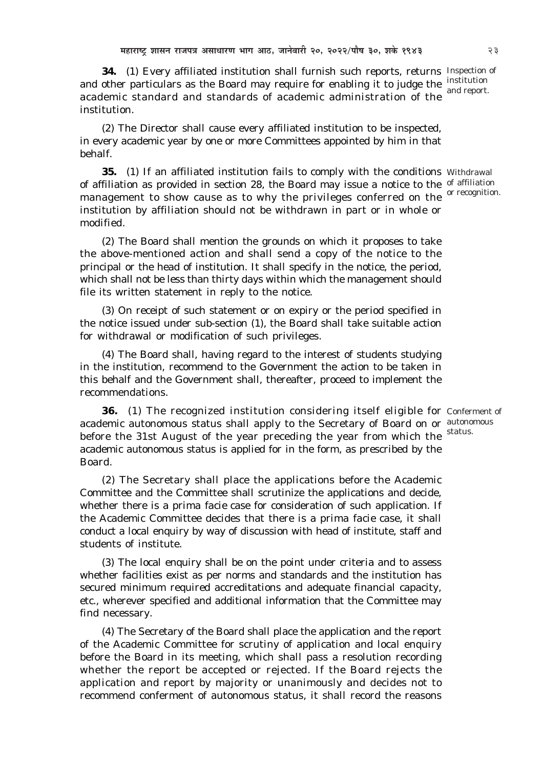**34.** (1) Every affiliated institution shall furnish such reports, returns and other particulars as the Board may require for enabling it to judge the academic standard and standards of academic administration of the institution.

Inspection of institution and report.

(2) The Director shall cause every affiliated institution to be inspected, in every academic year by one or more Committees appointed by him in that behalf.

**35.** (1) If an affiliated institution fails to comply with the conditions of affiliation as provided in section 28, the Board may issue a notice to the management to show cause as to why the privileges conferred on the institution by affiliation should not be withdrawn in part or in whole or modified.

Withdrawal of affiliation or recognition.

(2) The Board shall mention the grounds on which it proposes to take the above-mentioned action and shall send a copy of the notice to the principal or the head of institution. It shall specify in the notice, the period, which shall not be less than thirty days within which the management should file its written statement in reply to the notice.

(3) On receipt of such statement or on expiry or the period specified in the notice issued under sub-section (1), the Board shall take suitable action for withdrawal or modification of such privileges.

(4) The Board shall, having regard to the interest of students studying in the institution, recommend to the Government the action to be taken in this behalf and the Government shall, thereafter, proceed to implement the recommendations.

**36.** (1) The recognized institution considering itself eligible for academic autonomous status shall apply to the Secretary of Board on or before the 31st August of the year preceding the year from which the academic autonomous status is applied for in the form, as prescribed by the Board.

Conferment of autonomous status.

(2) The Secretary shall place the applications before the Academic Committee and the Committee shall scrutinize the applications and decide, whether there is a prima facie case for consideration of such application. If the Academic Committee decides that there is a prima facie case, it shall conduct a local enquiry by way of discussion with head of institute, staff and students of institute.

(3) The local enquiry shall be on the point under criteria and to assess whether facilities exist as per norms and standards and the institution has secured minimum required accreditations and adequate financial capacity, etc., wherever specified and additional information that the Committee may find necessary.

(4) The Secretary of the Board shall place the application and the report of the Academic Committee for scrutiny of application and local enquiry before the Board in its meeting, which shall pass a resolution recording whether the report be accepted or rejected. If the Board rejects the application and report by majority or unanimously and decides not to recommend conferment of autonomous status, it shall record the reasons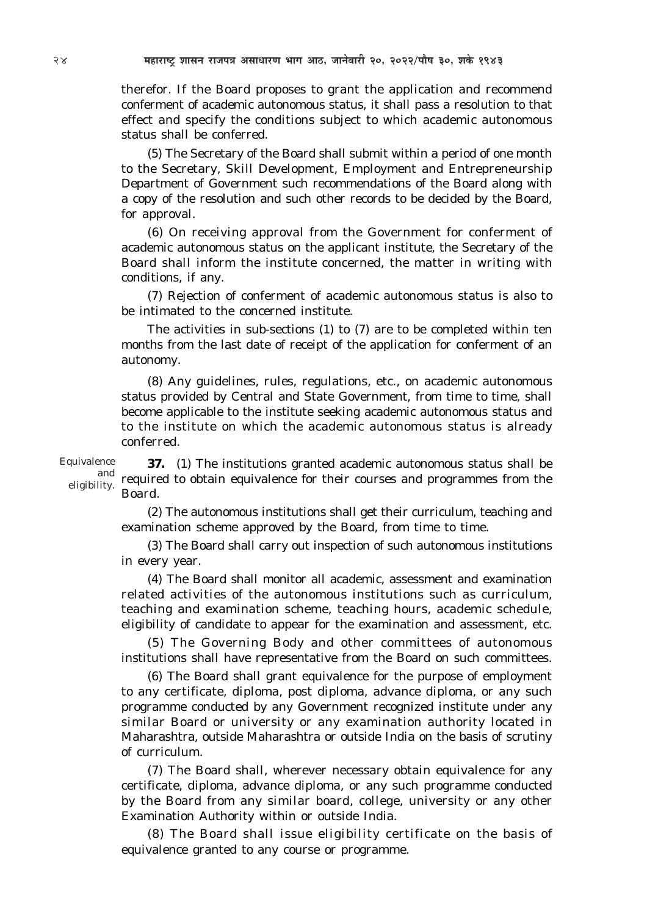therefor. If the Board proposes to grant the application and recommend conferment of academic autonomous status, it shall pass a resolution to that effect and specify the conditions subject to which academic autonomous status shall be conferred.

(5) The Secretary of the Board shall submit within a period of one month to the Secretary, Skill Development, Employment and Entrepreneurship Department of Government such recommendations of the Board along with a copy of the resolution and such other records to be decided by the Board, for approval.

(6) On receiving approval from the Government for conferment of academic autonomous status on the applicant institute, the Secretary of the Board shall inform the institute concerned, the matter in writing with conditions, if any.

(7) Rejection of conferment of academic autonomous status is also to be intimated to the concerned institute.

The activities in sub-sections (1) to (7) are to be completed within ten months from the last date of receipt of the application for conferment of an autonomy.

(8) Any guidelines, rules, regulations, etc., on academic autonomous status provided by Central and State Government, from time to time, shall become applicable to the institute seeking academic autonomous status and to the institute on which the academic autonomous status is already conferred.

*Equivalence and eligibility.*

**37.** (1) The institutions granted academic autonomous status shall be required to obtain equivalence for their courses and programmes from the Board.

(2) The autonomous institutions shall get their curriculum, teaching and examination scheme approved by the Board, from time to time.

(3) The Board shall carry out inspection of such autonomous institutions in every year.

(4) The Board shall monitor all academic, assessment and examination related activities of the autonomous institutions such as curriculum, teaching and examination scheme, teaching hours, academic schedule, eligibility of candidate to appear for the examination and assessment, etc.

(5) The Governing Body and other committees of autonomous institutions shall have representative from the Board on such committees.

(6) The Board shall grant equivalence for the purpose of employment to any certificate, diploma, post diploma, advance diploma, or any such programme conducted by any Government recognized institute under any similar Board or university or any examination authority located in Maharashtra, outside Maharashtra or outside India on the basis of scrutiny of curriculum.

(7) The Board shall, wherever necessary obtain equivalence for any certificate, diploma, advance diploma, or any such programme conducted by the Board from any similar board, college, university or any other Examination Authority within or outside India.

(8) The Board shall issue eligibility certificate on the basis of equivalence granted to any course or programme.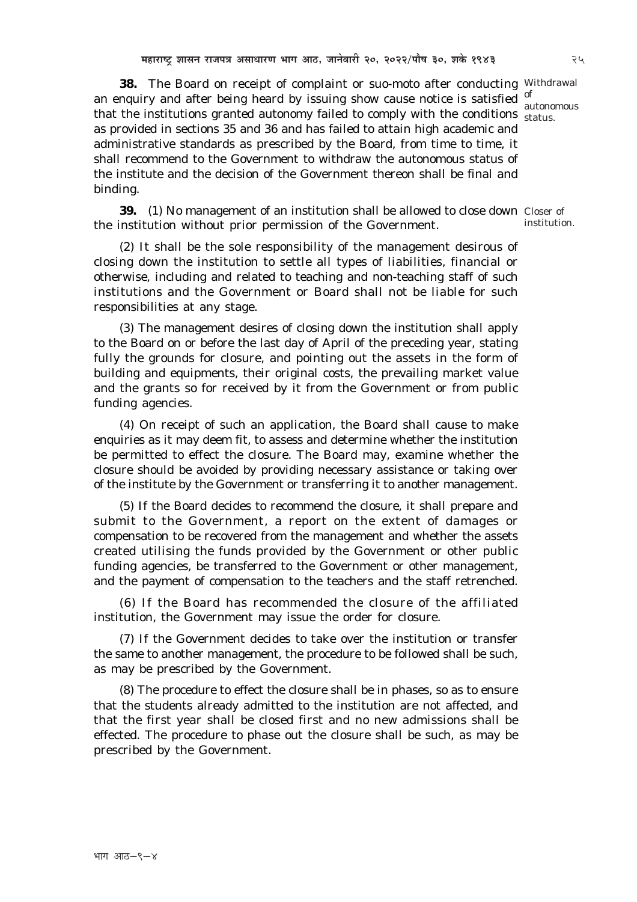**38.** The Board on receipt of complaint or suo-moto after conducting an enquiry and after being heard by issuing show cause notice is satisfied that the institutions granted autonomy failed to comply with the conditions as provided in sections 35 and 36 and has failed to attain high academic and administrative standards as prescribed by the Board, from time to time, it shall recommend to the Government to withdraw the autonomous status of the institute and the decision of the Government thereon shall be final and binding.

*Withdrawal of autonomous status.*

**39.** (1) No management of an institution shall be allowed to close down the institution without prior permission of the Government.

*Closer of institution.*

(2) It shall be the sole responsibility of the management desirous of closing down the institution to settle all types of liabilities, financial or otherwise, including and related to teaching and non-teaching staff of such institutions and the Government or Board shall not be liable for such responsibilities at any stage.

(3) The management desires of closing down the institution shall apply to the Board on or before the last day of April of the preceding year, stating fully the grounds for closure, and pointing out the assets in the form of building and equipments, their original costs, the prevailing market value and the grants so for received by it from the Government or from public funding agencies.

(4) On receipt of such an application, the Board shall cause to make enquiries as it may deem fit, to assess and determine whether the institution be permitted to effect the closure. The Board may, examine whether the closure should be avoided by providing necessary assistance or taking over of the institute by the Government or transferring it to another management.

(5) If the Board decides to recommend the closure, it shall prepare and submit to the Government, a report on the extent of damages or compensation to be recovered from the management and whether the assets created utilising the funds provided by the Government or other public funding agencies, be transferred to the Government or other management, and the payment of compensation to the teachers and the staff retrenched.

(6) If the Board has recommended the closure of the affiliated institution, the Government may issue the order for closure.

(7) If the Government decides to take over the institution or transfer the same to another management, the procedure to be followed shall be such, as may be prescribed by the Government.

(8) The procedure to effect the closure shall be in phases, so as to ensure that the students already admitted to the institution are not affected, and that the first year shall be closed first and no new admissions shall be effected. The procedure to phase out the closure shall be such, as may be prescribed by the Government.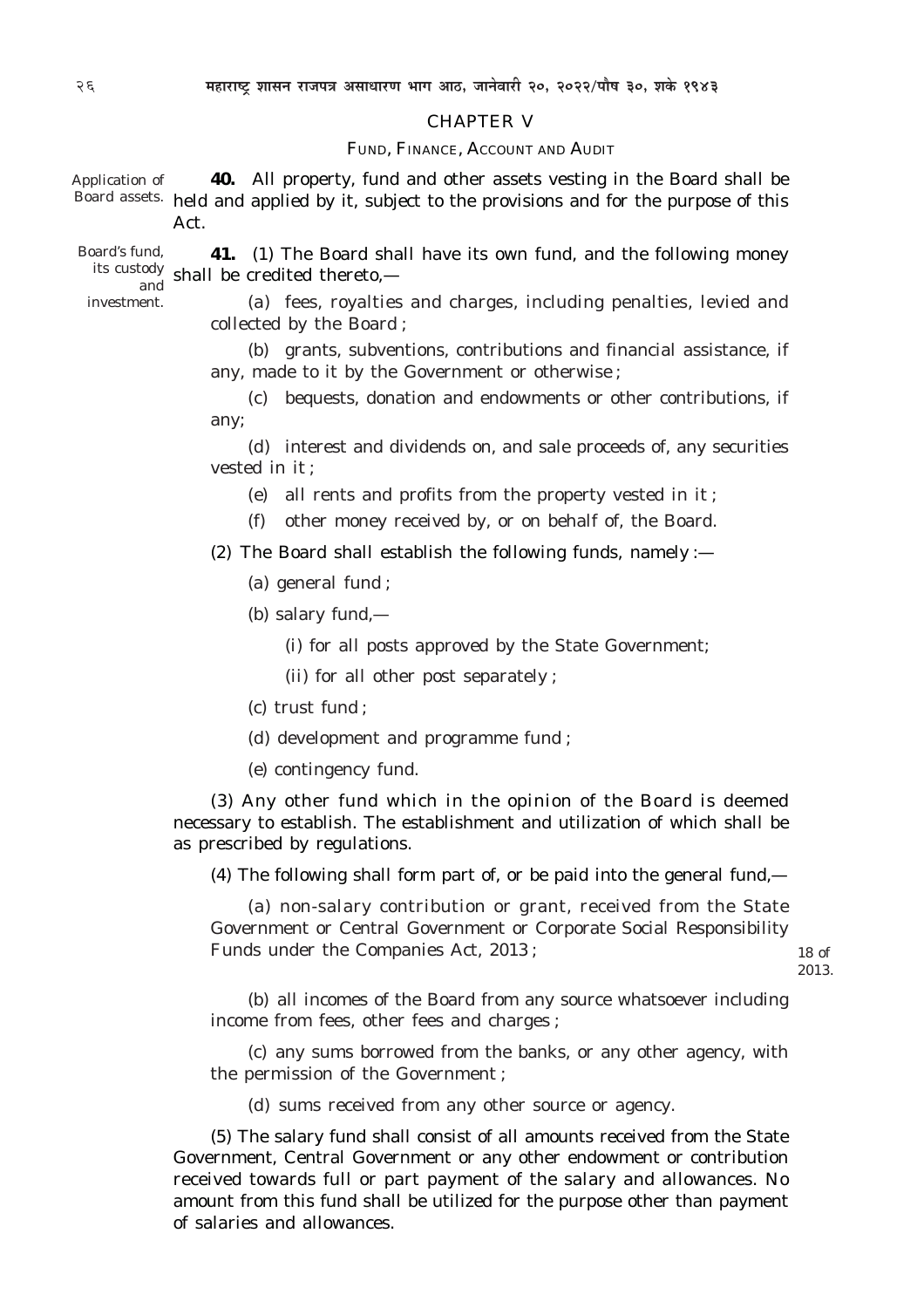## CHAPTER V

### FUND, FINANCE, ACCOUNT AND AUDIT

Application of Board assets.

**40.** All property, fund and other assets vesting in the Board shall be held and applied by it, subject to the provisions and for the purpose of this Act.

Board's fund, its custody and investment.

**41.** (1) The Board shall have its own fund, and the following money shall be credited thereto,—

(a) fees, royalties and charges, including penalties, levied and collected by the Board ;

(b) grants, subventions, contributions and financial assistance, if any, made to it by the Government or otherwise ;

(c) bequests, donation and endowments or other contributions, if any;

(d) interest and dividends on, and sale proceeds of, any securities vested in it ;

(e) all rents and profits from the property vested in it ;

(f) other money received by, or on behalf of, the Board.

(2) The Board shall establish the following funds, namely :—

(a) general fund ;

(b) salary fund,—

(i) for all posts approved by the State Government;

(ii) for all other post separately ;

(c) trust fund ;

(d) development and programme fund ;

(e) contingency fund.

(3) Any other fund which in the opinion of the Board is deemed necessary to establish. The establishment and utilization of which shall be as prescribed by regulations.

(4) The following shall form part of, or be paid into the general fund,—

(a) non-salary contribution or grant, received from the State Government or Central Government or Corporate Social Responsibility Funds under the Companies Act, 2013 ;

18 of 2013.

(b) all incomes of the Board from any source whatsoever including income from fees, other fees and charges ;

(c) any sums borrowed from the banks, or any other agency, with the permission of the Government ;

(d) sums received from any other source or agency.

(5) The salary fund shall consist of all amounts received from the State Government, Central Government or any other endowment or contribution received towards full or part payment of the salary and allowances. No amount from this fund shall be utilized for the purpose other than payment of salaries and allowances.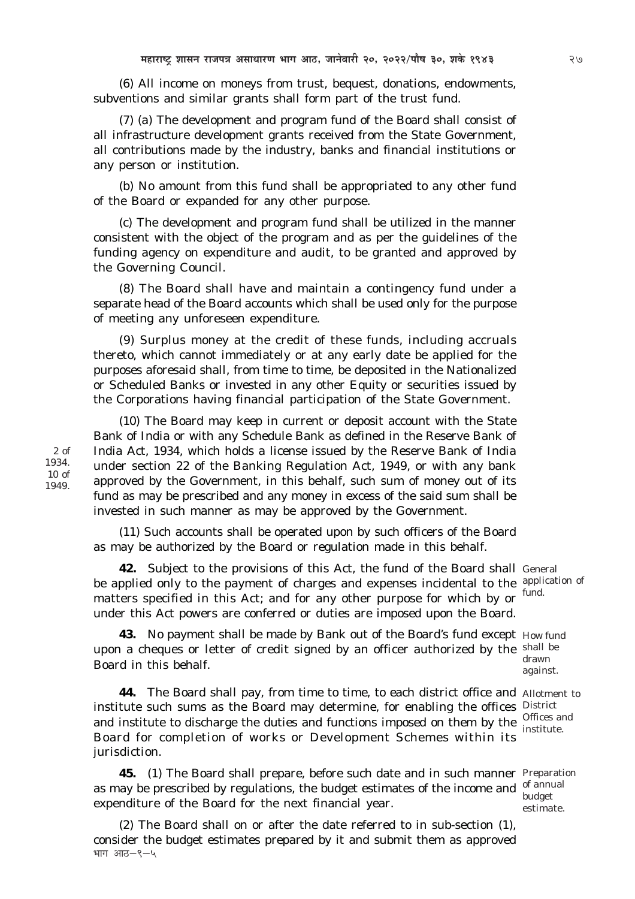(6) All income on moneys from trust, bequest, donations, endowments, subventions and similar grants shall form part of the trust fund.

(7) (a) The development and program fund of the Board shall consist of all infrastructure development grants received from the State Government, all contributions made by the industry, banks and financial institutions or any person or institution.

(b) No amount from this fund shall be appropriated to any other fund of the Board or expanded for any other purpose.

(c) The development and program fund shall be utilized in the manner consistent with the object of the program and as per the guidelines of the funding agency on expenditure and audit, to be granted and approved by the Governing Council.

(8) The Board shall have and maintain a contingency fund under a separate head of the Board accounts which shall be used only for the purpose of meeting any unforeseen expenditure.

(9) Surplus money at the credit of these funds, including accruals thereto, which cannot immediately or at any early date be applied for the purposes aforesaid shall, from time to time, be deposited in the Nationalized or Scheduled Banks or invested in any other Equity or securities issued by the Corporations having financial participation of the State Government.

(10) The Board may keep in current or deposit account with the State Bank of India or with any Schedule Bank as defined in the Reserve Bank of India Act, 1934, which holds a license issued by the Reserve Bank of India under section 22 of the Banking Regulation Act, 1949, or with any bank approved by the Government, in this behalf, such sum of money out of its fund as may be prescribed and any money in excess of the said sum shall be invested in such manner as may be approved by the Government.

2 of 1934.
10 of 1949.

(11) Such accounts shall be operated upon by such officers of the Board as may be authorized by the Board or regulation made in this behalf.

**42.** Subject to the provisions of this Act, the fund of the Board shall be applied only to the payment of charges and expenses incidental to the matters specified in this Act; and for any other purpose for which by or under this Act powers are conferred or duties are imposed upon the Board.

General application of fund.

**43.** No payment shall be made by Bank out of the Board's fund except upon a cheques or letter of credit signed by an officer authorized by the Board in this behalf.

How fund shall be drawn against.

**44.** The Board shall pay, from time to time, to each district office and institute such sums as the Board may determine, for enabling the offices and institute to discharge the duties and functions imposed on them by the Board for completion of works or Development Schemes within its jurisdiction.

Allotment to District Offices and institute.

**45.** (1) The Board shall prepare, before such date and in such manner as may be prescribed by regulations, the budget estimates of the income and expenditure of the Board for the next financial year.

Preparation of annual budget estimate.

(2) The Board shall on or after the date referred to in sub-section (1), consider the budget estimates prepared by it and submit them as approved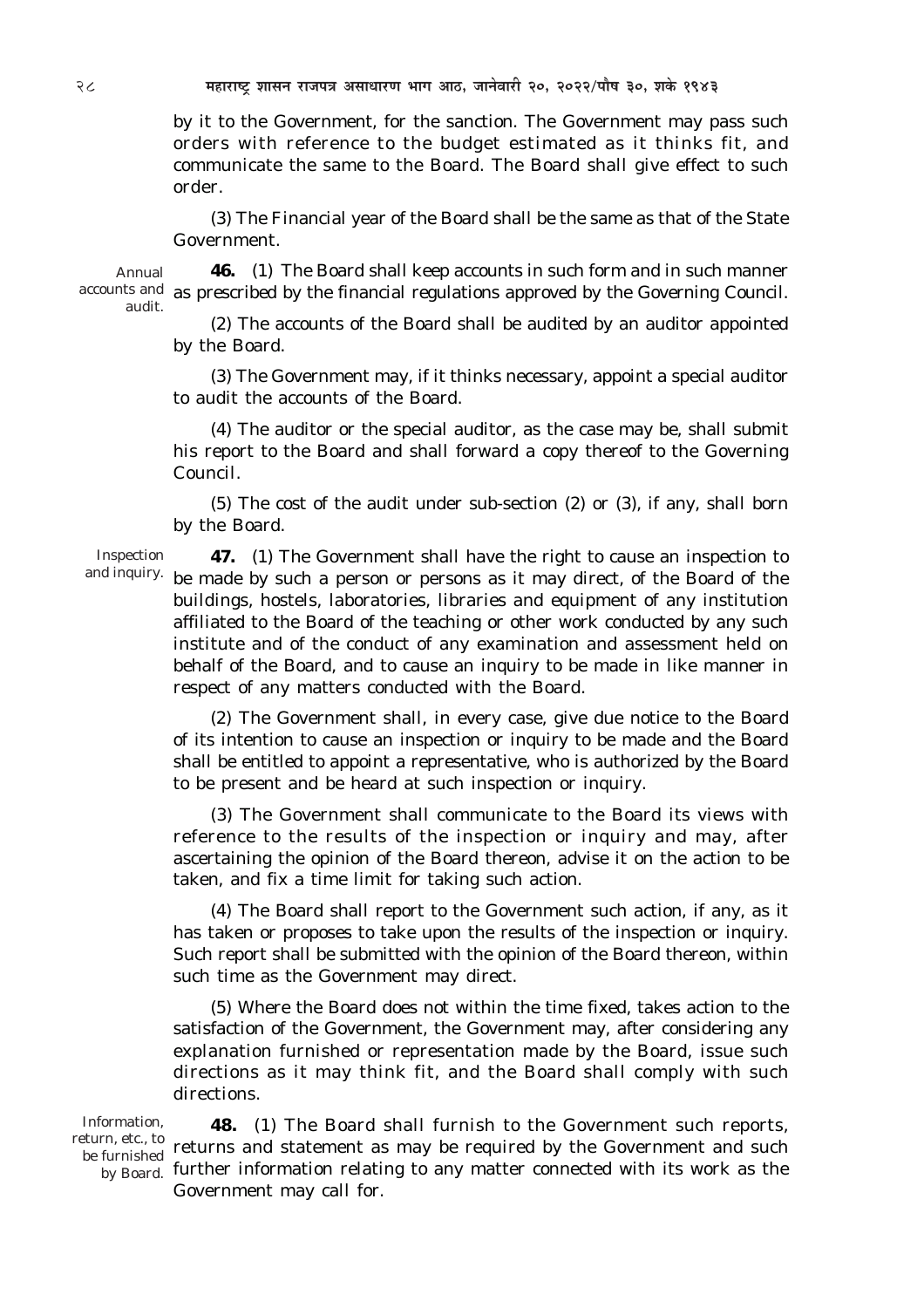by it to the Government, for the sanction. The Government may pass such orders with reference to the budget estimated as it thinks fit, and communicate the same to the Board. The Board shall give effect to such order.

(3) The Financial year of the Board shall be the same as that of the State Government.

*Annual accounts and audit.*

**46.** (1) The Board shall keep accounts in such form and in such manner as prescribed by the financial regulations approved by the Governing Council.

(2) The accounts of the Board shall be audited by an auditor appointed by the Board.

(3) The Government may, if it thinks necessary, appoint a special auditor to audit the accounts of the Board.

(4) The auditor or the special auditor, as the case may be, shall submit his report to the Board and shall forward a copy thereof to the Governing Council.

(5) The cost of the audit under sub-section (2) or (3), if any, shall born by the Board.

*Inspection and inquiry.*

**47.** (1) The Government shall have the right to cause an inspection to be made by such a person or persons as it may direct, of the Board of the buildings, hostels, laboratories, libraries and equipment of any institution affiliated to the Board of the teaching or other work conducted by any such institute and of the conduct of any examination and assessment held on behalf of the Board, and to cause an inquiry to be made in like manner in respect of any matters conducted with the Board.

(2) The Government shall, in every case, give due notice to the Board of its intention to cause an inspection or inquiry to be made and the Board shall be entitled to appoint a representative, who is authorized by the Board to be present and be heard at such inspection or inquiry.

(3) The Government shall communicate to the Board its views with reference to the results of the inspection or inquiry and may, after ascertaining the opinion of the Board thereon, advise it on the action to be taken, and fix a time limit for taking such action.

(4) The Board shall report to the Government such action, if any, as it has taken or proposes to take upon the results of the inspection or inquiry. Such report shall be submitted with the opinion of the Board thereon, within such time as the Government may direct.

(5) Where the Board does not within the time fixed, takes action to the satisfaction of the Government, the Government may, after considering any explanation furnished or representation made by the Board, issue such directions as it may think fit, and the Board shall comply with such directions.

*Information, return, etc., to be furnished by Board.*

**48.** (1) The Board shall furnish to the Government such reports, returns and statement as may be required by the Government and such further information relating to any matter connected with its work as the Government may call for.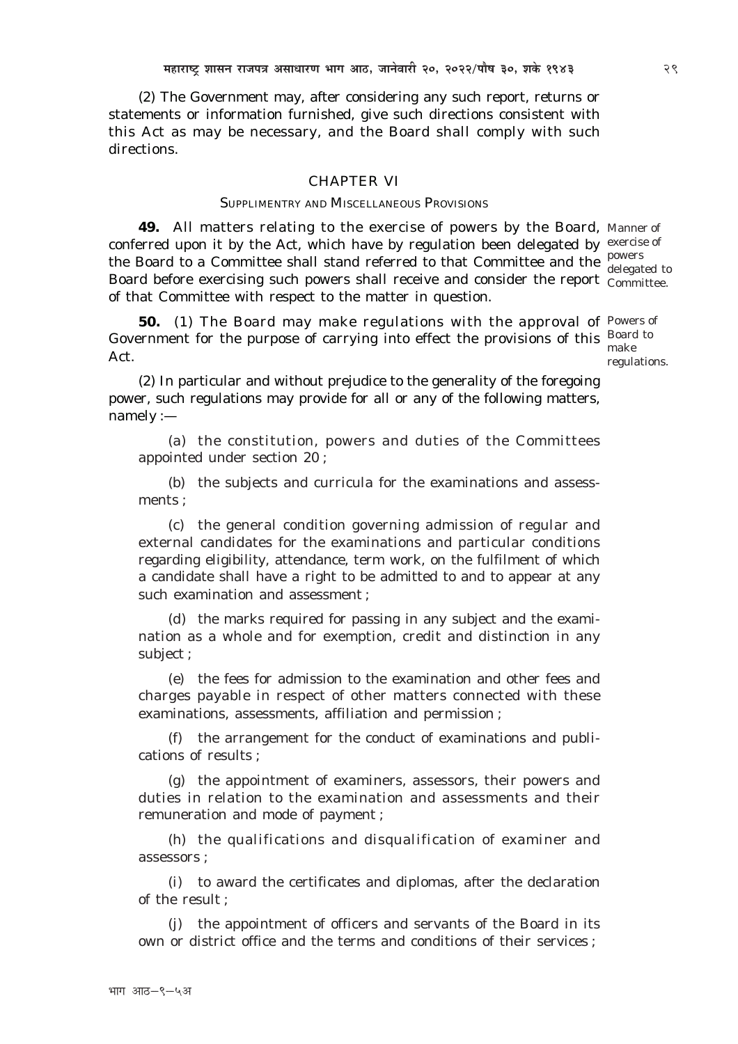(2) The Government may, after considering any such report, returns or statements or information furnished, give such directions consistent with this Act as may be necessary, and the Board shall comply with such directions.

## CHAPTER VI

### SUPPLIMENTRY AND MISCELLANEOUS PROVISIONS

*Manner of exercise of powers delegated to Committee.*

**49.** All matters relating to the exercise of powers by the Board, conferred upon it by the Act, which have by regulation been delegated by the Board to a Committee shall stand referred to that Committee and the Board before exercising such powers shall receive and consider the report of that Committee with respect to the matter in question.

*Powers of Board to make regulations.*

**50.** (1) The Board may make regulations with the approval of Government for the purpose of carrying into effect the provisions of this Act.

(2) In particular and without prejudice to the generality of the foregoing power, such regulations may provide for all or any of the following matters, namely :—

(a) the constitution, powers and duties of the Committees appointed under section 20 ;

(b) the subjects and curricula for the examinations and assessments ;

(c) the general condition governing admission of regular and external candidates for the examinations and particular conditions regarding eligibility, attendance, term work, on the fulfilment of which a candidate shall have a right to be admitted to and to appear at any such examination and assessment ;

(d) the marks required for passing in any subject and the examination as a whole and for exemption, credit and distinction in any subject ;

(e) the fees for admission to the examination and other fees and charges payable in respect of other matters connected with these examinations, assessments, affiliation and permission ;

(f) the arrangement for the conduct of examinations and publications of results ;

(g) the appointment of examiners, assessors, their powers and duties in relation to the examination and assessments and their remuneration and mode of payment ;

(h) the qualifications and disqualification of examiner and assessors ;

(i) to award the certificates and diplomas, after the declaration of the result ;

(j) the appointment of officers and servants of the Board in its own or district office and the terms and conditions of their services ;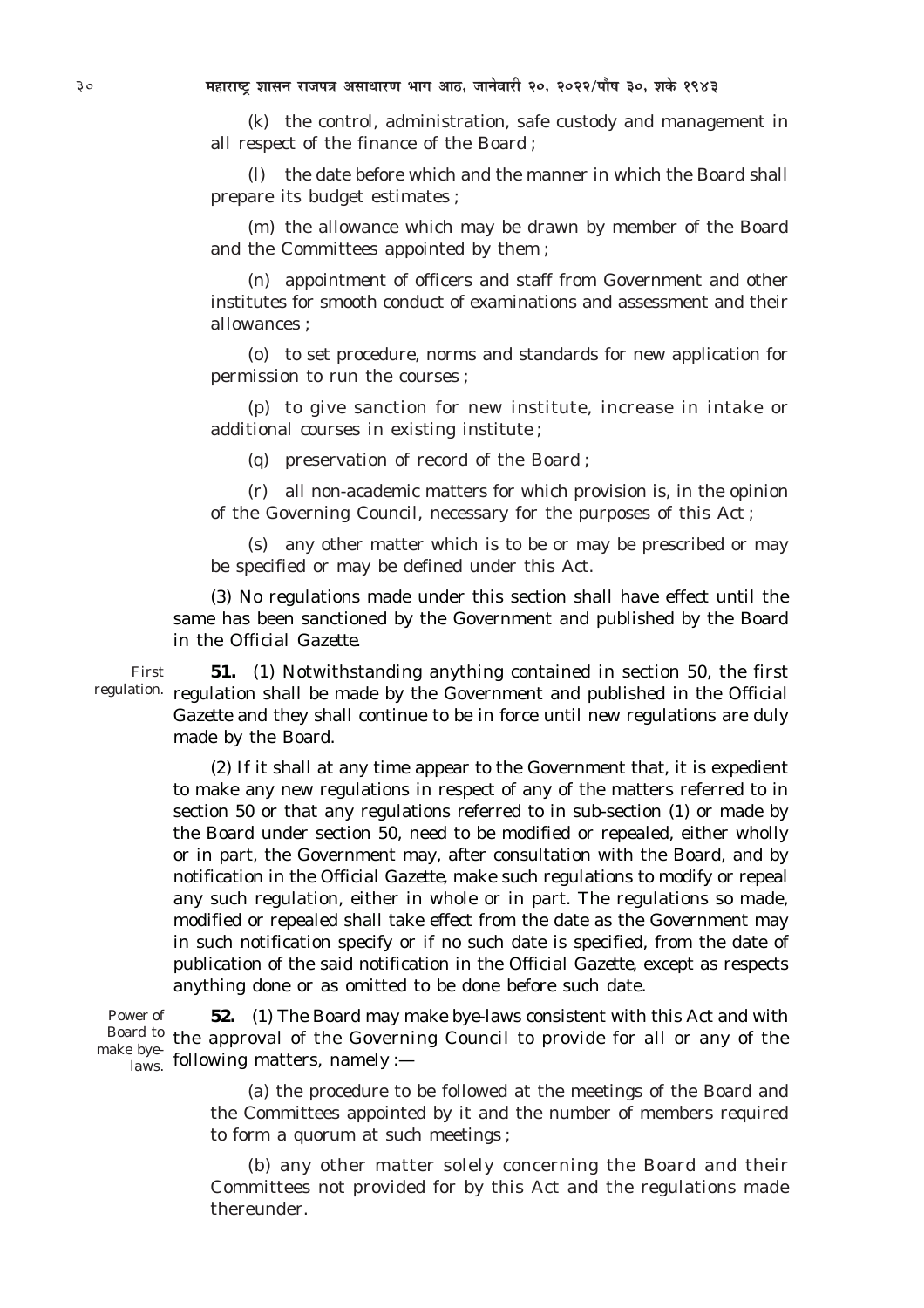(k) the control, administration, safe custody and management in all respect of the finance of the Board ;

(l) the date before which and the manner in which the Board shall prepare its budget estimates ;

(m) the allowance which may be drawn by member of the Board and the Committees appointed by them ;

(n) appointment of officers and staff from Government and other institutes for smooth conduct of examinations and assessment and their allowances ;

(o) to set procedure, norms and standards for new application for permission to run the courses ;

(p) to give sanction for new institute, increase in intake or additional courses in existing institute ;

(q) preservation of record of the Board ;

(r) all non-academic matters for which provision is, in the opinion of the Governing Council, necessary for the purposes of this Act ;

(s) any other matter which is to be or may be prescribed or may be specified or may be defined under this Act.

(3) No regulations made under this section shall have effect until the same has been sanctioned by the Government and published by the Board in the *Official Gazette*.

First regulation.

**51.** (1) Notwithstanding anything contained in section 50, the first regulation shall be made by the Government and published in the *Official Gazette* and they shall continue to be in force until new regulations are duly made by the Board.

(2) If it shall at any time appear to the Government that, it is expedient to make any new regulations in respect of any of the matters referred to in section 50 or that any regulations referred to in sub-section (1) or made by the Board under section 50, need to be modified or repealed, either wholly or in part, the Government may, after consultation with the Board, and by notification in the *Official Gazette*, make such regulations to modify or repeal any such regulation, either in whole or in part. The regulations so made, modified or repealed shall take effect from the date as the Government may in such notification specify or if no such date is specified, from the date of publication of the said notification in the *Official Gazette*, except as respects anything done or as omitted to be done before such date.

Power of Board to make bye-laws.

**52.** (1) The Board may make bye-laws consistent with this Act and with the approval of the Governing Council to provide for all or any of the following matters, namely :—

(a) the procedure to be followed at the meetings of the Board and the Committees appointed by it and the number of members required to form a quorum at such meetings ;

(b) any other matter solely concerning the Board and their Committees not provided for by this Act and the regulations made thereunder.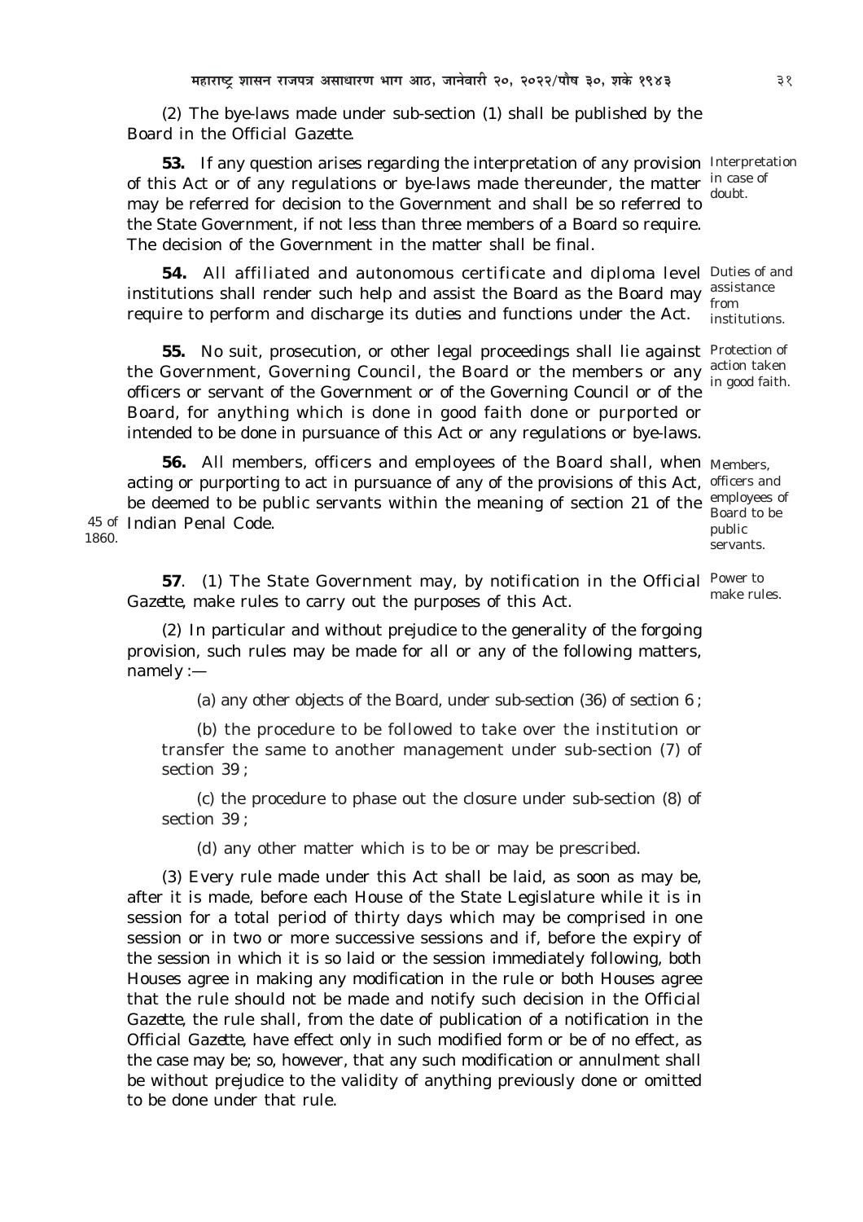(2) The bye-laws made under sub-section (1) shall be published by the Board in the Official Gazette.

**53.** If any question arises regarding the interpretation of any provision of this Act or of any regulations or bye-laws made thereunder, the matter may be referred for decision to the Government and shall be so referred to the State Government, if not less than three members of a Board so require. The decision of the Government in the matter shall be final. *Interpretation in case of doubt.*

**54.** All affiliated and autonomous certificate and diploma level institutions shall render such help and assist the Board as the Board may require to perform and discharge its duties and functions under the Act. *Duties of and assistance from institutions.*

**55.** No suit, prosecution, or other legal proceedings shall lie against the Government, Governing Council, the Board or the members or any officers or servant of the Government or of the Governing Council or of the Board, for anything which is done in good faith done or purported or intended to be done in pursuance of this Act or any regulations or bye-laws. *Protection of action taken in good faith.*

**56.** All members, officers and employees of the Board shall, when acting or purporting to act in pursuance of any of the provisions of this Act, be deemed to be public servants within the meaning of section 21 of the Indian Penal Code. *Members, officers and employees of Board to be public servants.* (45 of 1860.)

**57**. (1) The State Government may, by notification in the Official Gazette, make rules to carry out the purposes of this Act. *Power to make rules.*

(2) In particular and without prejudice to the generality of the forgoing provision, such rules may be made for all or any of the following matters, namely :—

(a) any other objects of the Board, under sub-section (36) of section 6 ;

(b) the procedure to be followed to take over the institution or transfer the same to another management under sub-section (7) of section 39 ;

(c) the procedure to phase out the closure under sub-section (8) of section 39 ;

(d) any other matter which is to be or may be prescribed.

(3) Every rule made under this Act shall be laid, as soon as may be, after it is made, before each House of the State Legislature while it is in session for a total period of thirty days which may be comprised in one session or in two or more successive sessions and if, before the expiry of the session in which it is so laid or the session immediately following, both Houses agree in making any modification in the rule or both Houses agree that the rule should not be made and notify such decision in the Official Gazette, the rule shall, from the date of publication of a notification in the Official Gazette, have effect only in such modified form or be of no effect, as the case may be; so, however, that any such modification or annulment shall be without prejudice to the validity of anything previously done or omitted to be done under that rule.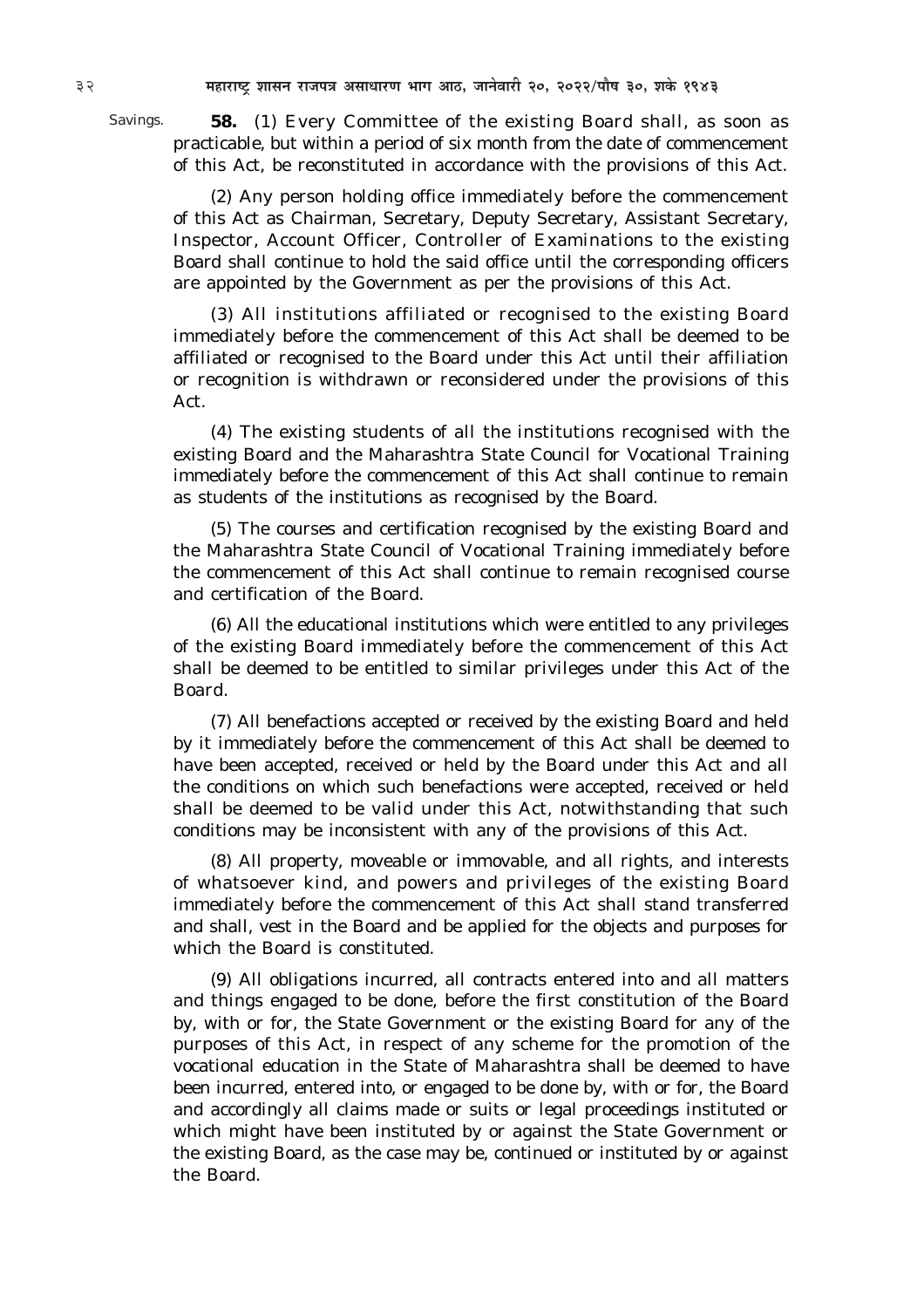Savings.

**58.** (1) Every Committee of the existing Board shall, as soon as practicable, but within a period of six month from the date of commencement of this Act, be reconstituted in accordance with the provisions of this Act.

(2) Any person holding office immediately before the commencement of this Act as Chairman, Secretary, Deputy Secretary, Assistant Secretary, Inspector, Account Officer, Controller of Examinations to the existing Board shall continue to hold the said office until the corresponding officers are appointed by the Government as per the provisions of this Act.

(3) All institutions affiliated or recognised to the existing Board immediately before the commencement of this Act shall be deemed to be affiliated or recognised to the Board under this Act until their affiliation or recognition is withdrawn or reconsidered under the provisions of this Act.

(4) The existing students of all the institutions recognised with the existing Board and the Maharashtra State Council for Vocational Training immediately before the commencement of this Act shall continue to remain as students of the institutions as recognised by the Board.

(5) The courses and certification recognised by the existing Board and the Maharashtra State Council of Vocational Training immediately before the commencement of this Act shall continue to remain recognised course and certification of the Board.

(6) All the educational institutions which were entitled to any privileges of the existing Board immediately before the commencement of this Act shall be deemed to be entitled to similar privileges under this Act of the Board.

(7) All benefactions accepted or received by the existing Board and held by it immediately before the commencement of this Act shall be deemed to have been accepted, received or held by the Board under this Act and all the conditions on which such benefactions were accepted, received or held shall be deemed to be valid under this Act, notwithstanding that such conditions may be inconsistent with any of the provisions of this Act.

(8) All property, moveable or immovable, and all rights, and interests of whatsoever kind, and powers and privileges of the existing Board immediately before the commencement of this Act shall stand transferred and shall, vest in the Board and be applied for the objects and purposes for which the Board is constituted.

(9) All obligations incurred, all contracts entered into and all matters and things engaged to be done, before the first constitution of the Board by, with or for, the State Government or the existing Board for any of the purposes of this Act, in respect of any scheme for the promotion of the vocational education in the State of Maharashtra shall be deemed to have been incurred, entered into, or engaged to be done by, with or for, the Board and accordingly all claims made or suits or legal proceedings instituted or which might have been instituted by or against the State Government or the existing Board, as the case may be, continued or instituted by or against the Board.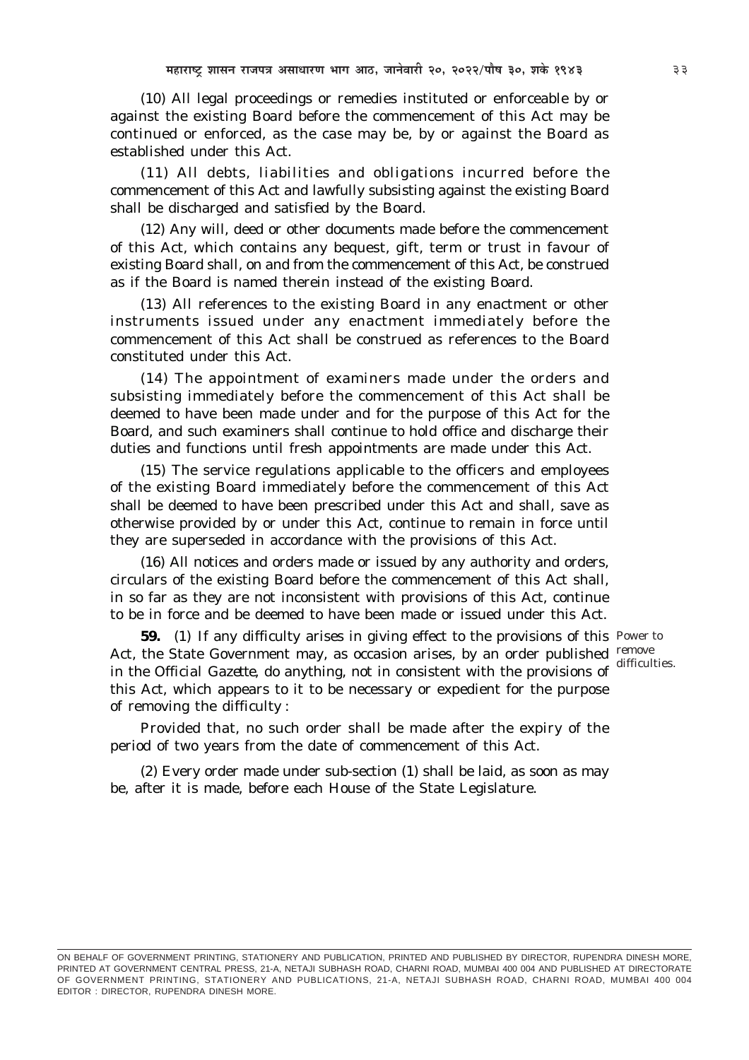(10) All legal proceedings or remedies instituted or enforceable by or against the existing Board before the commencement of this Act may be continued or enforced, as the case may be, by or against the Board as established under this Act.

(11) All debts, liabilities and obligations incurred before the commencement of this Act and lawfully subsisting against the existing Board shall be discharged and satisfied by the Board.

(12) Any will, deed or other documents made before the commencement of this Act, which contains any bequest, gift, term or trust in favour of existing Board shall, on and from the commencement of this Act, be construed as if the Board is named therein instead of the existing Board.

(13) All references to the existing Board in any enactment or other instruments issued under any enactment immediately before the commencement of this Act shall be construed as references to the Board constituted under this Act.

(14) The appointment of examiners made under the orders and subsisting immediately before the commencement of this Act shall be deemed to have been made under and for the purpose of this Act for the Board, and such examiners shall continue to hold office and discharge their duties and functions until fresh appointments are made under this Act.

(15) The service regulations applicable to the officers and employees of the existing Board immediately before the commencement of this Act shall be deemed to have been prescribed under this Act and shall, save as otherwise provided by or under this Act, continue to remain in force until they are superseded in accordance with the provisions of this Act.

(16) All notices and orders made or issued by any authority and orders, circulars of the existing Board before the commencement of this Act shall, in so far as they are not inconsistent with provisions of this Act, continue to be in force and be deemed to have been made or issued under this Act.

*Power to remove difficulties.*

**59.** (1) If any difficulty arises in giving effect to the provisions of this Act, the State Government may, as occasion arises, by an order published in the *Official Gazette*, do anything, not in consistent with the provisions of this Act, which appears to it to be necessary or expedient for the purpose of removing the difficulty :

Provided that, no such order shall be made after the expiry of the period of two years from the date of commencement of this Act.

(2) Every order made under sub-section (1) shall be laid, as soon as may be, after it is made, before each House of the State Legislature.

ON BEHALF OF GOVERNMENT PRINTING, STATIONERY AND PUBLICATION, PRINTED AND PUBLISHED BY DIRECTOR, RUPENDRA DINESH MORE, PRINTED AT GOVERNMENT CENTRAL PRESS, 21-A, NETAJI SUBHASH ROAD, CHARNI ROAD, MUMBAI 400 004 AND PUBLISHED AT DIRECTORATE OF GOVERNMENT PRINTING, STATIONERY AND PUBLICATIONS, 21-A, NETAJI SUBHASH ROAD, CHARNI ROAD, MUMBAI 400 004 EDITOR : DIRECTOR, RUPENDRA DINESH MORE.